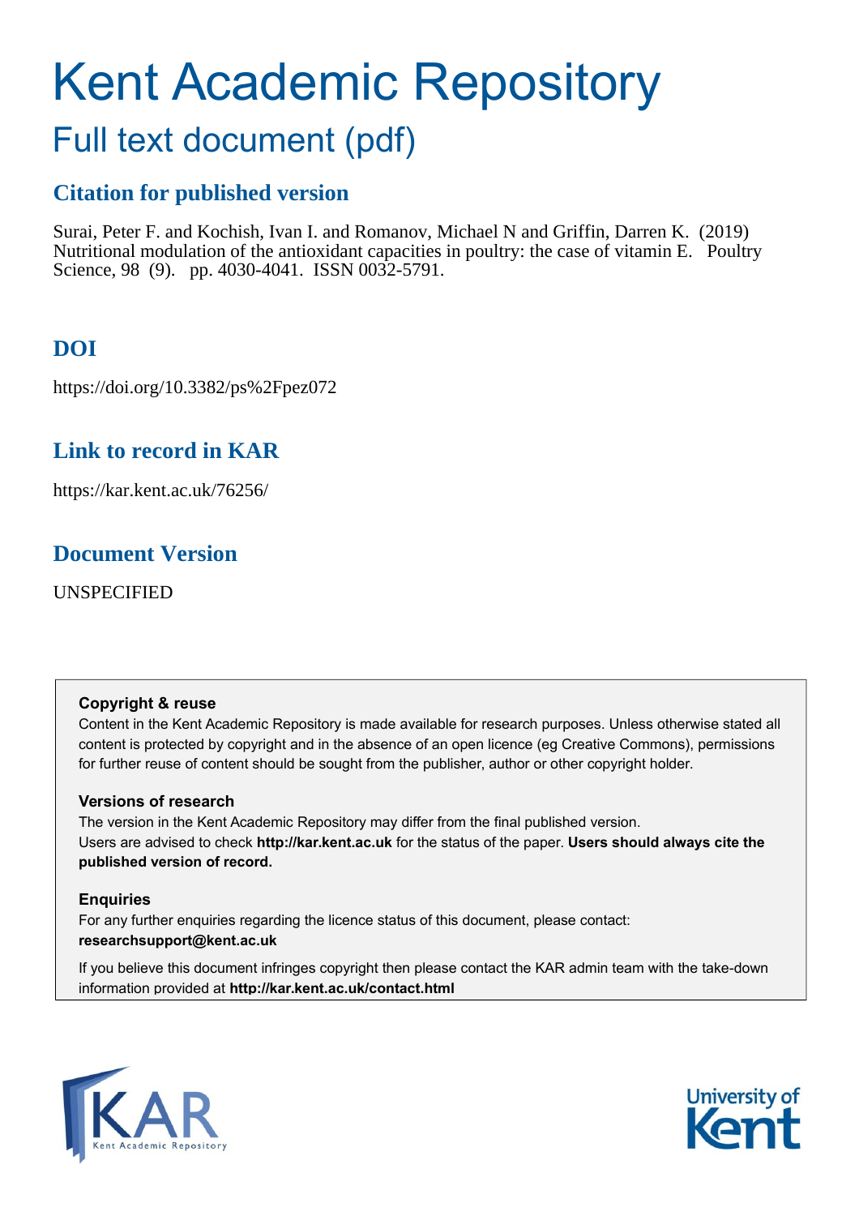# Kent Academic Repository

## Full text document (pdf)

### Citation for published version

Surai, Peter F. and Kochish, Ivan I. and Romanov, Michael N and Griffin, Darren K. (2019) Nutritional modulation of the antioxidant capacities in poultry: the case of vitamin E. Poultry Science, 98 (9). pp. 4030-4041. ISSN 0032-5791.

### DOI

https://doi.org/10.3382/ps%2Fpez072

### Link to record in KAR

https://kar.kent.ac.uk/76256/

### Document Version

UNSPECIFIED

**Copyright & reuse**

Content in the Kent Academic Repository is made available for research purposes. Unless otherwise stated all content is protected by copyright and in the absence of an open licence (eg Creative Commons), permissions for further reuse of content should be sought from the publisher, author or other copyright holder.

**Versions of research**

The version in the Kent Academic Repository may differ from the final published version.
Users are advised to check **http://kar.kent.ac.uk** for the status of the paper. **Users should always cite the published version of record.**

**Enquiries**

For any further enquiries regarding the licence status of this document, please contact:
**researchsupport@kent.ac.uk**

If you believe this document infringes copyright then please contact the KAR admin team with the take-down information provided at **http://kar.kent.ac.uk/contact.html**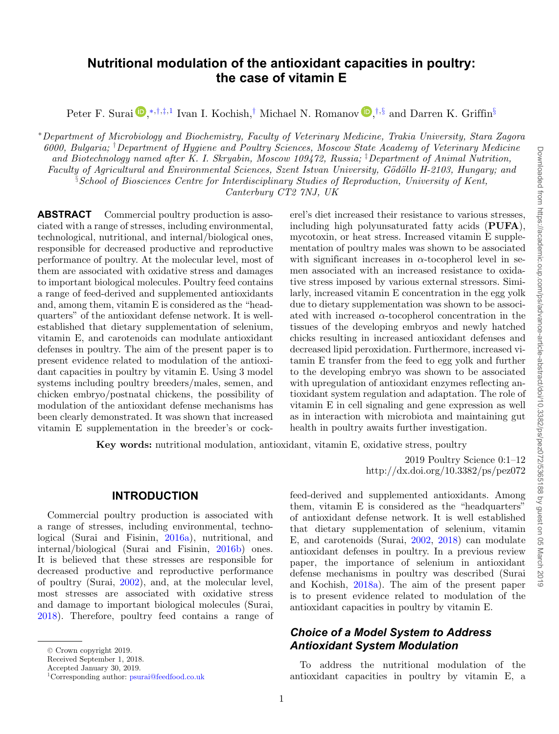# Nutritional modulation of the antioxidant capacities in poultry: the case of vitamin E

Peter F. Surai[*,†,‡,1] Ivan I. Kochish,[†] Michael N. Romanov[†,§] and Darren K. Griffin[§]

[*]*Department of Microbiology and Biochemistry, Faculty of Veterinary Medicine, Trakia University, Stara Zagora 6000, Bulgaria;* [†]*Department of Hygiene and Poultry Sciences, Moscow State Academy of Veterinary Medicine and Biotechnology named after K. I. Skryabin, Moscow 109472, Russia;* [‡]*Department of Animal Nutrition, Faculty of Agricultural and Environmental Sciences, Szent Istvan University, Gödöllo H-2103, Hungary; and* [§]*School of Biosciences Centre for Interdisciplinary Studies of Reproduction, University of Kent, Canterbury CT2 7NJ, UK*

**ABSTRACT** Commercial poultry production is associated with a range of stresses, including environmental, technological, nutritional, and internal/biological ones, responsible for decreased productive and reproductive performance of poultry. At the molecular level, most of them are associated with oxidative stress and damages to important biological molecules. Poultry feed contains a range of feed-derived and supplemented antioxidants and, among them, vitamin E is considered as the "headquarters" of the antioxidant defense network. It is well-established that dietary supplementation of selenium, vitamin E, and carotenoids can modulate antioxidant defenses in poultry. The aim of the present paper is to present evidence related to modulation of the antioxidant capacities in poultry by vitamin E. Using 3 model systems including poultry breeders/males, semen, and chicken embryo/postnatal chickens, the possibility of modulation of the antioxidant defense mechanisms has been clearly demonstrated. It was shown that increased vitamin E supplementation in the breeder's or cockerel's diet increased their resistance to various stresses, including high polyunsaturated fatty acids (**PUFA**), mycotoxin, or heat stress. Increased vitamin E supplementation of poultry males was shown to be associated with significant increases in $\alpha$-tocopherol level in semen associated with an increased resistance to oxidative stress imposed by various external stressors. Similarly, increased vitamin E concentration in the egg yolk due to dietary supplementation was shown to be associated with increased $\alpha$-tocopherol concentration in the tissues of the developing embryos and newly hatched chicks resulting in increased antioxidant defenses and decreased lipid peroxidation. Furthermore, increased vitamin E transfer from the feed to egg yolk and further to the developing embryo was shown to be associated with upregulation of antioxidant enzymes reflecting antioxidant system regulation and adaptation. The role of vitamin E in cell signaling and gene expression as well as in interaction with microbiota and maintaining gut health in poultry awaits further investigation.

**Key words:** nutritional modulation, antioxidant, vitamin E, oxidative stress, poultry

2019 Poultry Science 0:1–12
http://dx.doi.org/10.3382/ps/pez072

## INTRODUCTION

Commercial poultry production is associated with a range of stresses, including environmental, technological (Surai and Fisinin, 2016a), nutritional, and internal/biological (Surai and Fisinin, 2016b) ones. It is believed that these stresses are responsible for decreased productive and reproductive performance of poultry (Surai, 2002), and, at the molecular level, most stresses are associated with oxidative stress and damage to important biological molecules (Surai, 2018). Therefore, poultry feed contains a range of feed-derived and supplemented antioxidants. Among them, vitamin E is considered as the "headquarters" of antioxidant defense network. It is well established that dietary supplementation of selenium, vitamin E, and carotenoids (Surai, 2002, 2018) can modulate antioxidant defenses in poultry. In a previous review paper, the importance of selenium in antioxidant defense mechanisms in poultry was described (Surai and Kochish, 2018a). The aim of the present paper is to present evidence related to modulation of the antioxidant capacities in poultry by vitamin E.

### Choice of a Model System to Address Antioxidant System Modulation

To address the nutritional modulation of the antioxidant capacities in poultry by vitamin E, a

© Crown copyright 2019.
Received September 1, 2018.
Accepted January 30, 2019.
[1]Corresponding author: psurai@feedfood.co.uk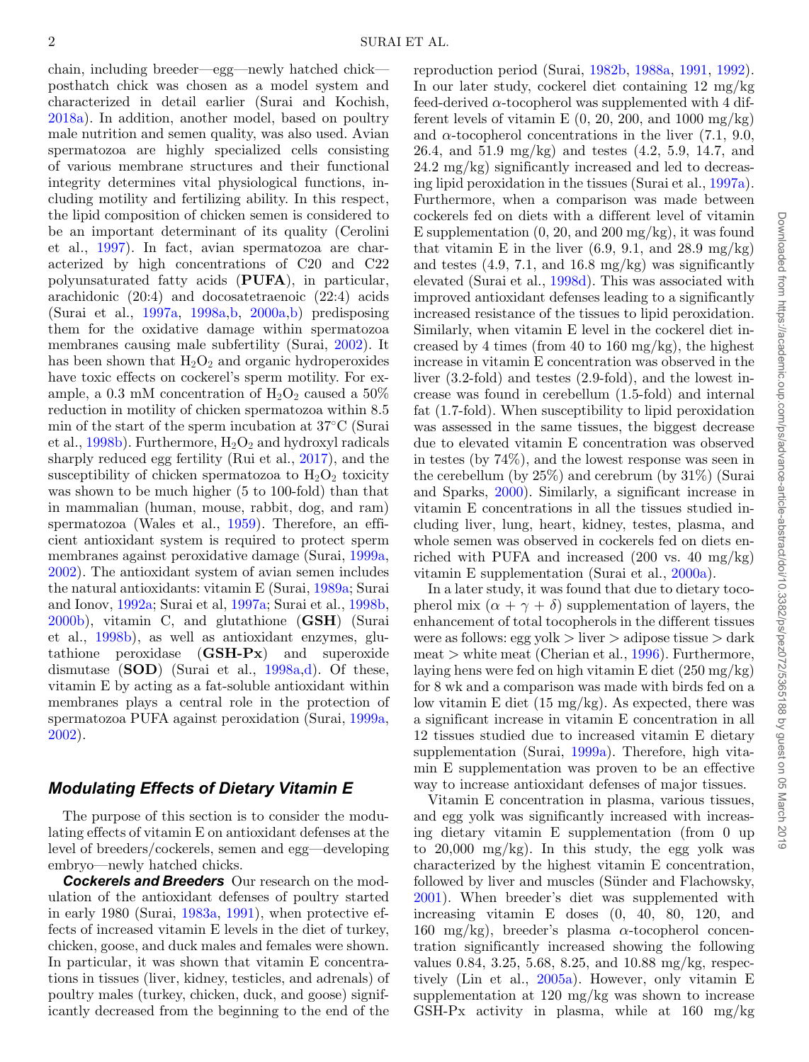chain, including breeder—egg—newly hatched chick—posthatch chick was chosen as a model system and characterized in detail earlier (Surai and Kochish, 2018a). In addition, another model, based on poultry male nutrition and semen quality, was also used. Avian spermatozoa are highly specialized cells consisting of various membrane structures and their functional integrity determines vital physiological functions, including motility and fertilizing ability. In this respect, the lipid composition of chicken semen is considered to be an important determinant of its quality (Cerolini et al., 1997). In fact, avian spermatozoa are characterized by high concentrations of C20 and C22 polyunsaturated fatty acids (**PUFA**), in particular, arachidonic (20:4) and docosatetraenoic (22:4) acids (Surai et al., 1997a, 1998a,b, 2000a,b) predisposing them for the oxidative damage within spermatozoa membranes causing male subfertility (Surai, 2002). It has been shown that $H_2O_2$ and organic hydroperoxides have toxic effects on cockerel's sperm motility. For example, a 0.3 mM concentration of $H_2O_2$ caused a 50% reduction in motility of chicken spermatozoa within 8.5 min of the start of the sperm incubation at 37°C (Surai et al., 1998b). Furthermore, $H_2O_2$ and hydroxyl radicals sharply reduced egg fertility (Rui et al., 2017), and the susceptibility of chicken spermatozoa to $H_2O_2$ toxicity was shown to be much higher (5 to 100-fold) than that in mammalian (human, mouse, rabbit, dog, and ram) spermatozoa (Wales et al., 1959). Therefore, an efficient antioxidant system is required to protect sperm membranes against peroxidative damage (Surai, 1999a, 2002). The antioxidant system of avian semen includes the natural antioxidants: vitamin E (Surai, 1989a; Surai and Ionov, 1992a; Surai et al, 1997a; Surai et al., 1998b, 2000b), vitamin C, and glutathione (**GSH**) (Surai et al., 1998b), as well as antioxidant enzymes, glutathione peroxidase (**GSH-Px**) and superoxide dismutase (**SOD**) (Surai et al., 1998a,d). Of these, vitamin E by acting as a fat-soluble antioxidant within membranes plays a central role in the protection of spermatozoa PUFA against peroxidation (Surai, 1999a, 2002).

## *Modulating Effects of Dietary Vitamin E*

The purpose of this section is to consider the modulating effects of vitamin E on antioxidant defenses at the level of breeders/cockerels, semen and egg—developing embryo—newly hatched chicks.

***Cockerels and Breeders*** Our research on the modulation of the antioxidant defenses of poultry started in early 1980 (Surai, 1983a, 1991), when protective effects of increased vitamin E levels in the diet of turkey, chicken, goose, and duck males and females were shown. In particular, it was shown that vitamin E concentrations in tissues (liver, kidney, testicles, and adrenals) of poultry males (turkey, chicken, duck, and goose) significantly decreased from the beginning to the end of the reproduction period (Surai, 1982b, 1988a, 1991, 1992). In our later study, cockerel diet containing 12 mg/kg feed-derived α-tocopherol was supplemented with 4 different levels of vitamin E (0, 20, 200, and 1000 mg/kg) and α-tocopherol concentrations in the liver (7.1, 9.0, 26.4, and 51.9 mg/kg) and testes (4.2, 5.9, 14.7, and 24.2 mg/kg) significantly increased and led to decreasing lipid peroxidation in the tissues (Surai et al., 1997a). Furthermore, when a comparison was made between cockerels fed on diets with a different level of vitamin E supplementation (0, 20, and 200 mg/kg), it was found that vitamin E in the liver (6.9, 9.1, and 28.9 mg/kg) and testes (4.9, 7.1, and 16.8 mg/kg) was significantly elevated (Surai et al., 1998d). This was associated with improved antioxidant defenses leading to a significantly increased resistance of the tissues to lipid peroxidation. Similarly, when vitamin E level in the cockerel diet increased by 4 times (from 40 to 160 mg/kg), the highest increase in vitamin E concentration was observed in the liver (3.2-fold) and testes (2.9-fold), and the lowest increase was found in cerebellum (1.5-fold) and internal fat (1.7-fold). When susceptibility to lipid peroxidation was assessed in the same tissues, the biggest decrease due to elevated vitamin E concentration was observed in testes (by 74%), and the lowest response was seen in the cerebellum (by 25%) and cerebrum (by 31%) (Surai and Sparks, 2000). Similarly, a significant increase in vitamin E concentrations in all the tissues studied including liver, lung, heart, kidney, testes, plasma, and whole semen was observed in cockerels fed on diets enriched with PUFA and increased (200 vs. 40 mg/kg) vitamin E supplementation (Surai et al., 2000a).

In a later study, it was found that due to dietary tocopherol mix ($\alpha + \gamma + \delta$) supplementation of layers, the enhancement of total tocopherols in the different tissues were as follows: egg yolk > liver > adipose tissue > dark meat > white meat (Cherian et al., 1996). Furthermore, laying hens were fed on high vitamin E diet (250 mg/kg) for 8 wk and a comparison was made with birds fed on a low vitamin E diet (15 mg/kg). As expected, there was a significant increase in vitamin E concentration in all 12 tissues studied due to increased vitamin E dietary supplementation (Surai, 1999a). Therefore, high vitamin E supplementation was proven to be an effective way to increase antioxidant defenses of major tissues.

Vitamin E concentration in plasma, various tissues, and egg yolk was significantly increased with increasing dietary vitamin E supplementation (from 0 up to 20,000 mg/kg). In this study, the egg yolk was characterized by the highest vitamin E concentration, followed by liver and muscles (Sünder and Flachowsky, 2001). When breeder's diet was supplemented with increasing vitamin E doses (0, 40, 80, 120, and 160 mg/kg), breeder's plasma α-tocopherol concentration significantly increased showing the following values 0.84, 3.25, 5.68, 8.25, and 10.88 mg/kg, respectively (Lin et al., 2005a). However, only vitamin E supplementation at 120 mg/kg was shown to increase GSH-Px activity in plasma, while at 160 mg/kg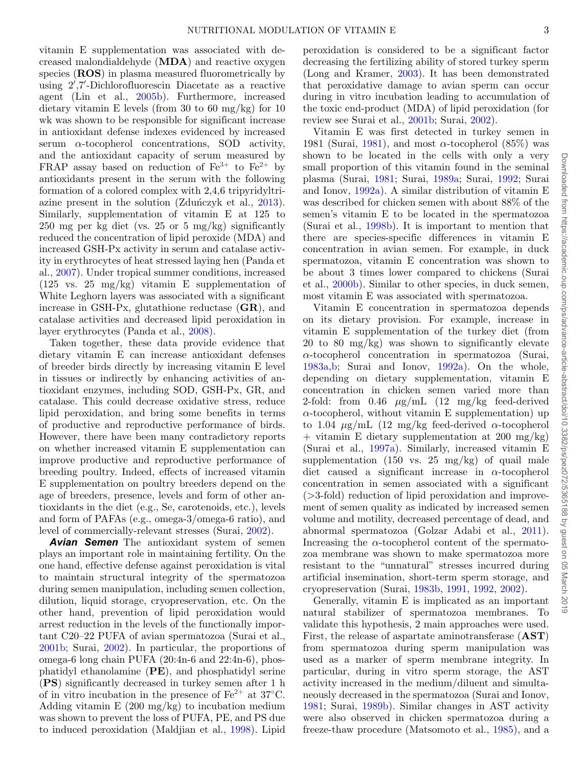vitamin E supplementation was associated with decreased malondialdehyde (**MDA**) and reactive oxygen species (**ROS**) in plasma measured fluorometrically by using 2′,7′-Dichlorofluorescin Diacetate as a reactive agent (Lin et al., 2005b). Furthermore, increased dietary vitamin E levels (from 30 to 60 mg/kg) for 10 wk was shown to be responsible for significant increase in antioxidant defense indexes evidenced by increased serum α-tocopherol concentrations, SOD activity, and the antioxidant capacity of serum measured by FRAP assay based on reduction of $Fe^{3+}$ to $Fe^{2+}$ by antioxidants present in the serum with the following formation of a colored complex with 2,4,6 tripyridyltriazine present in the solution (Zduńczyk et al., 2013). Similarly, supplementation of vitamin E at 125 to 250 mg per kg diet (vs. 25 or 5 mg/kg) significantly reduced the concentration of lipid peroxide (MDA) and increased GSH-Px activity in serum and catalase activity in erythrocytes of heat stressed laying hen (Panda et al., 2007). Under tropical summer conditions, increased (125 vs. 25 mg/kg) vitamin E supplementation of White Leghorn layers was associated with a significant increase in GSH-Px, glutathione reductase (**GR**), and catalase activities and decreased lipid peroxidation in layer erythrocytes (Panda et al., 2008).

Taken together, these data provide evidence that dietary vitamin E can increase antioxidant defenses of breeder birds directly by increasing vitamin E level in tissues or indirectly by enhancing activities of antioxidant enzymes, including SOD, GSH-Px, GR, and catalase. This could decrease oxidative stress, reduce lipid peroxidation, and bring some benefits in terms of productive and reproductive performance of birds. However, there have been many contradictory reports on whether increased vitamin E supplementation can improve productive and reproductive performance of breeding poultry. Indeed, effects of increased vitamin E supplementation on poultry breeders depend on the age of breeders, presence, levels and form of other antioxidants in the diet (e.g., Se, carotenoids, etc.), levels and form of PAFAs (e.g., omega-3/omega-6 ratio), and level of commercially-relevant stresses (Surai, 2002).

***Avian Semen*** The antioxidant system of semen plays an important role in maintaining fertility. On the one hand, effective defense against peroxidation is vital to maintain structural integrity of the spermatozoa during semen manipulation, including semen collection, dilution, liquid storage, cryopreservation, etc. On the other hand, prevention of lipid peroxidation would arrest reduction in the levels of the functionally important C20–22 PUFA of avian spermatozoa (Surai et al., 2001b; Surai, 2002). In particular, the proportions of omega-6 long chain PUFA (20:4n-6 and 22:4n-6), phosphatidyl ethanolamine (**PE**), and phosphatidyl serine (**PS**) significantly decreased in turkey semen after 1 h of in vitro incubation in the presence of $Fe^{2+}$ at 37°C. Adding vitamin E (200 mg/kg) to incubation medium was shown to prevent the loss of PUFA, PE, and PS due to induced peroxidation (Maldjian et al., 1998). Lipid peroxidation is considered to be a significant factor decreasing the fertilizing ability of stored turkey sperm (Long and Kramer, 2003). It has been demonstrated that peroxidative damage to avian sperm can occur during in vitro incubation leading to accumulation of the toxic end-product (MDA) of lipid peroxidation (for review see Surai et al., 2001b; Surai, 2002).

Vitamin E was first detected in turkey semen in 1981 (Surai, 1981), and most α-tocopherol (85%) was shown to be located in the cells with only a very small proportion of this vitamin found in the seminal plasma (Surai, 1981; Surai, 1989a; Surai, 1992; Surai and Ionov, 1992a). A similar distribution of vitamin E was described for chicken semen with about 88% of the semen's vitamin E to be located in the spermatozoa (Surai et al., 1998b). It is important to mention that there are species-specific differences in vitamin E concentration in avian semen. For example, in duck spermatozoa, vitamin E concentration was shown to be about 3 times lower compared to chickens (Surai et al., 2000b). Similar to other species, in duck semen, most vitamin E was associated with spermatozoa.

Vitamin E concentration in spermatozoa depends on its dietary provision. For example, increase in vitamin E supplementation of the turkey diet (from 20 to 80 mg/kg) was shown to significantly elevate α-tocopherol concentration in spermatozoa (Surai, 1983a,b; Surai and Ionov, 1992a). On the whole, depending on dietary supplementation, vitamin E concentration in chicken semen varied more than 2-fold: from 0.46 μg/mL (12 mg/kg feed-derived α-tocopherol, without vitamin E supplementation) up to 1.04 μg/mL (12 mg/kg feed-derived α-tocopherol + vitamin E dietary supplementation at 200 mg/kg) (Surai et al., 1997a). Similarly, increased vitamin E supplementation (150 vs. 25 mg/kg) of quail male diet caused a significant increase in α-tocopherol concentration in semen associated with a significant (>3-fold) reduction of lipid peroxidation and improvement of semen quality as indicated by increased semen volume and motility, decreased percentage of dead, and abnormal spermatozoa (Golzar Adabi et al., 2011). Increasing the α-tocopherol content of the spermatozoa membrane was shown to make spermatozoa more resistant to the "unnatural" stresses incurred during artificial insemination, short-term sperm storage, and cryopreservation (Surai, 1983b, 1991, 1992, 2002).

Generally, vitamin E is implicated as an important natural stabilizer of spermatozoa membranes. To validate this hypothesis, 2 main approaches were used. First, the release of aspartate aminotransferase (**AST**) from spermatozoa during sperm manipulation was used as a marker of sperm membrane integrity. In particular, during in vitro sperm storage, the AST activity increased in the medium/diluent and simultaneously decreased in the spermatozoa (Surai and Ionov, 1981; Surai, 1989b). Similar changes in AST activity were also observed in chicken spermatozoa during a freeze-thaw procedure (Matsomoto et al., 1985), and a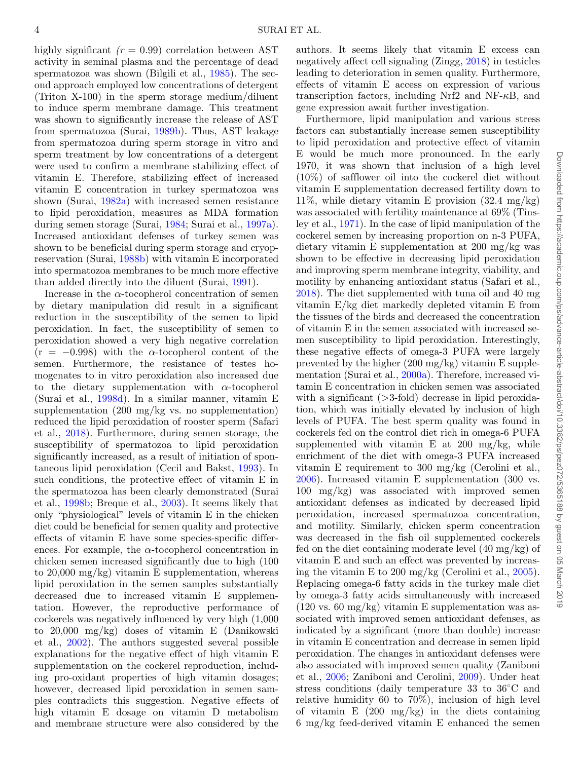highly significant *(r = 0.99)* correlation between AST activity in seminal plasma and the percentage of dead spermatozoa was shown (Bilgili et al., 1985). The second approach employed low concentrations of detergent (Triton X-100) in the sperm storage medium/diluent to induce sperm membrane damage. This treatment was shown to significantly increase the release of AST from spermatozoa (Surai, 1989b). Thus, AST leakage from spermatozoa during sperm storage in vitro and sperm treatment by low concentrations of a detergent were used to confirm a membrane stabilizing effect of vitamin E. Therefore, stabilizing effect of increased vitamin E concentration in turkey spermatozoa was shown (Surai, 1982a) with increased semen resistance to lipid peroxidation, measures as MDA formation during semen storage (Surai, 1984; Surai et al., 1997a). Increased antioxidant defenses of turkey semen was shown to be beneficial during sperm storage and cryopreservation (Surai, 1988b) with vitamin E incorporated into spermatozoa membranes to be much more effective than added directly into the diluent (Surai, 1991).

Increase in the $\alpha$-tocopherol concentration of semen by dietary manipulation did result in a significant reduction in the susceptibility of the semen to lipid peroxidation. In fact, the susceptibility of semen to peroxidation showed a very high negative correlation ($r = -0.998$) with the $\alpha$-tocopherol content of the semen. Furthermore, the resistance of testes homogenates to in vitro peroxidation also increased due to the dietary supplementation with $\alpha$-tocopherol (Surai et al., 1998d). In a similar manner, vitamin E supplementation (200 mg/kg vs. no supplementation) reduced the lipid peroxidation of rooster sperm (Safari et al., 2018). Furthermore, during semen storage, the susceptibility of spermatozoa to lipid peroxidation significantly increased, as a result of initiation of spontaneous lipid peroxidation (Cecil and Bakst, 1993). In such conditions, the protective effect of vitamin E in the spermatozoa has been clearly demonstrated (Surai et al., 1998b; Breque et al., 2003). It seems likely that only "physiological" levels of vitamin E in the chicken diet could be beneficial for semen quality and protective effects of vitamin E have some species-specific differences. For example, the $\alpha$-tocopherol concentration in chicken semen increased significantly due to high (100 to 20,000 mg/kg) vitamin E supplementation, whereas lipid peroxidation in the semen samples substantially decreased due to increased vitamin E supplementation. However, the reproductive performance of cockerels was negatively influenced by very high (1,000 to 20,000 mg/kg) doses of vitamin E (Danikowski et al., 2002). The authors suggested several possible explanations for the negative effect of high vitamin E supplementation on the cockerel reproduction, including pro-oxidant properties of high vitamin dosages; however, decreased lipid peroxidation in semen samples contradicts this suggestion. Negative effects of high vitamin E dosage on vitamin D metabolism and membrane structure were also considered by the authors. It seems likely that vitamin E excess can negatively affect cell signaling (Zingg, 2018) in testicles leading to deterioration in semen quality. Furthermore, effects of vitamin E access on expression of various transcription factors, including Nrf2 and NF-$\kappa$B, and gene expression await further investigation.

Furthermore, lipid manipulation and various stress factors can substantially increase semen susceptibility to lipid peroxidation and protective effect of vitamin E would be much more pronounced. In the early 1970, it was shown that inclusion of a high level (10%) of safflower oil into the cockerel diet without vitamin E supplementation decreased fertility down to 11%, while dietary vitamin E provision (32.4 mg/kg) was associated with fertility maintenance at 69% (Tinsley et al., 1971). In the case of lipid manipulation of the cockerel semen by increasing proportion on n-3 PUFA, dietary vitamin E supplementation at 200 mg/kg was shown to be effective in decreasing lipid peroxidation and improving sperm membrane integrity, viability, and motility by enhancing antioxidant status (Safari et al., 2018). The diet supplemented with tuna oil and 40 mg vitamin E/kg diet markedly depleted vitamin E from the tissues of the birds and decreased the concentration of vitamin E in the semen associated with increased semen susceptibility to lipid peroxidation. Interestingly, these negative effects of omega-3 PUFA were largely prevented by the higher (200 mg/kg) vitamin E supplementation (Surai et al., 2000a). Therefore, increased vitamin E concentration in chicken semen was associated with a significant (>3-fold) decrease in lipid peroxidation, which was initially elevated by inclusion of high levels of PUFA. The best sperm quality was found in cockerels fed on the control diet rich in omega-6 PUFA supplemented with vitamin E at 200 mg/kg, while enrichment of the diet with omega-3 PUFA increased vitamin E requirement to 300 mg/kg (Cerolini et al., 2006). Increased vitamin E supplementation (300 vs. 100 mg/kg) was associated with improved semen antioxidant defenses as indicated by decreased lipid peroxidation, increased spermatozoa concentration, and motility. Similarly, chicken sperm concentration was decreased in the fish oil supplemented cockerels fed on the diet containing moderate level (40 mg/kg) of vitamin E and such an effect was prevented by increasing the vitamin E to 200 mg/kg (Cerolini et al., 2005). Replacing omega-6 fatty acids in the turkey male diet by omega-3 fatty acids simultaneously with increased (120 vs. 60 mg/kg) vitamin E supplementation was associated with improved semen antioxidant defenses, as indicated by a significant (more than double) increase in vitamin E concentration and decrease in semen lipid peroxidation. The changes in antioxidant defenses were also associated with improved semen quality (Zaniboni et al., 2006; Zaniboni and Cerolini, 2009). Under heat stress conditions (daily temperature 33 to 36°C and relative humidity 60 to 70%), inclusion of high level of vitamin E (200 mg/kg) in the diets containing 6 mg/kg feed-derived vitamin E enhanced the semen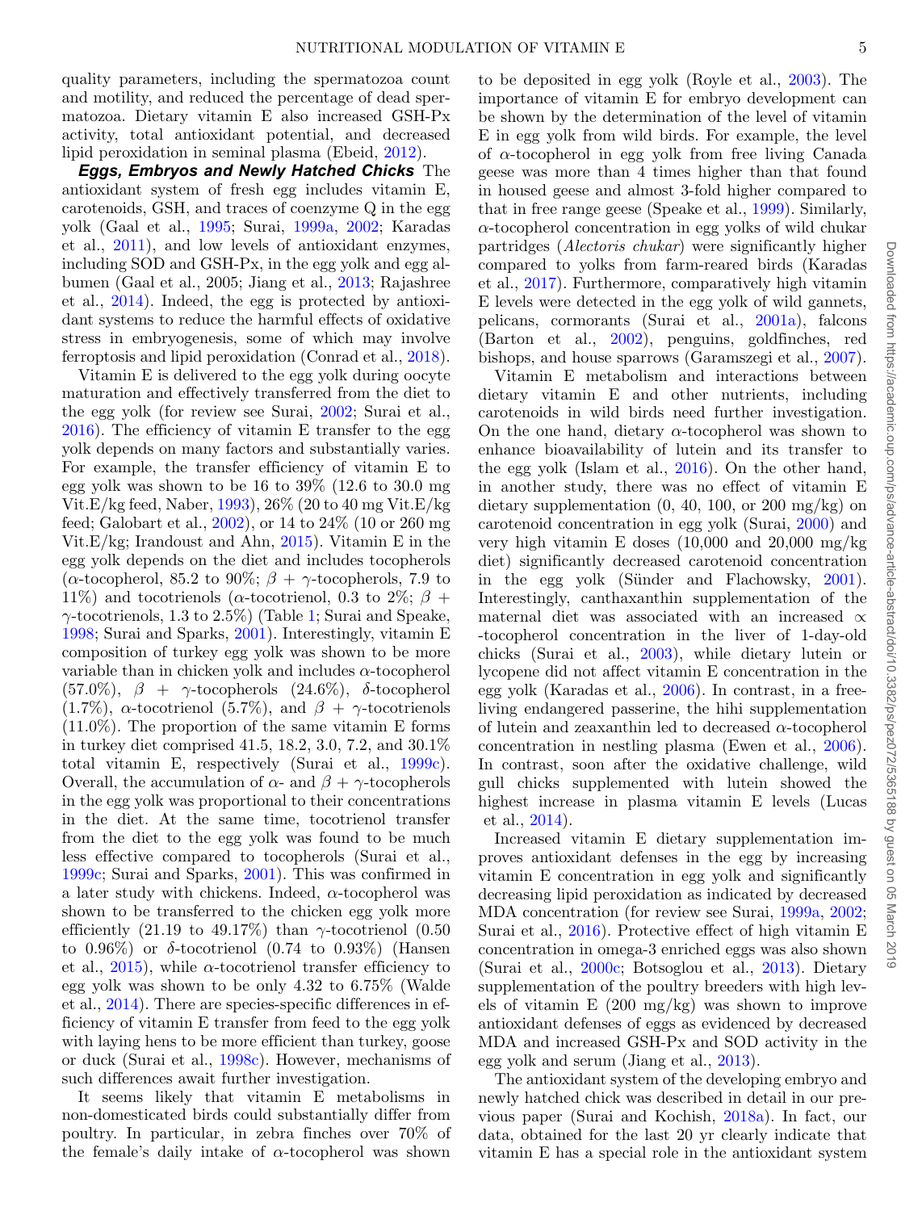quality parameters, including the spermatozoa count and motility, and reduced the percentage of dead spermatozoa. Dietary vitamin E also increased GSH-Px activity, total antioxidant potential, and decreased lipid peroxidation in seminal plasma (Ebeid, 2012).

***Eggs, Embryos and Newly Hatched Chicks*** The antioxidant system of fresh egg includes vitamin E, carotenoids, GSH, and traces of coenzyme Q in the egg yolk (Gaal et al., 1995; Surai, 1999a, 2002; Karadas et al., 2011), and low levels of antioxidant enzymes, including SOD and GSH-Px, in the egg yolk and egg albumen (Gaal et al., 2005; Jiang et al., 2013; Rajashree et al., 2014). Indeed, the egg is protected by antioxidant systems to reduce the harmful effects of oxidative stress in embryogenesis, some of which may involve ferroptosis and lipid peroxidation (Conrad et al., 2018).

Vitamin E is delivered to the egg yolk during oocyte maturation and effectively transferred from the diet to the egg yolk (for review see Surai, 2002; Surai et al., 2016). The efficiency of vitamin E transfer to the egg yolk depends on many factors and substantially varies. For example, the transfer efficiency of vitamin E to egg yolk was shown to be 16 to 39% (12.6 to 30.0 mg Vit.E/kg feed, Naber, 1993), 26% (20 to 40 mg Vit.E/kg feed; Galobart et al., 2002), or 14 to 24% (10 or 260 mg Vit.E/kg; Irandoust and Ahn, 2015). Vitamin E in the egg yolk depends on the diet and includes tocopherols ($\alpha$-tocopherol, 85.2 to 90%; $\beta$ + $\gamma$-tocopherols, 7.9 to 11%) and tocotrienols ($\alpha$-tocotrienol, 0.3 to 2%; $\beta$ + $\gamma$-tocotrienols, 1.3 to 2.5%) (Table 1; Surai and Speake, 1998; Surai and Sparks, 2001). Interestingly, vitamin E composition of turkey egg yolk was shown to be more variable than in chicken yolk and includes $\alpha$-tocopherol (57.0%), $\beta$ + $\gamma$-tocopherols (24.6%), $\delta$-tocopherol (1.7%), $\alpha$-tocotrienol (5.7%), and $\beta$ + $\gamma$-tocotrienols (11.0%). The proportion of the same vitamin E forms in turkey diet comprised 41.5, 18.2, 3.0, 7.2, and 30.1% total vitamin E, respectively (Surai et al., 1999c). Overall, the accumulation of $\alpha$- and $\beta$ + $\gamma$-tocopherols in the egg yolk was proportional to their concentrations in the diet. At the same time, tocotrienol transfer from the diet to the egg yolk was found to be much less effective compared to tocopherols (Surai et al., 1999c; Surai and Sparks, 2001). This was confirmed in a later study with chickens. Indeed, $\alpha$-tocopherol was shown to be transferred to the chicken egg yolk more efficiently (21.19 to 49.17%) than $\gamma$-tocotrienol (0.50 to 0.96%) or $\delta$-tocotrienol (0.74 to 0.93%) (Hansen et al., 2015), while $\alpha$-tocotrienol transfer efficiency to egg yolk was shown to be only 4.32 to 6.75% (Walde et al., 2014). There are species-specific differences in efficiency of vitamin E transfer from feed to the egg yolk with laying hens to be more efficient than turkey, goose or duck (Surai et al., 1998c). However, mechanisms of such differences await further investigation.

It seems likely that vitamin E metabolisms in non-domesticated birds could substantially differ from poultry. In particular, in zebra finches over 70% of the female's daily intake of $\alpha$-tocopherol was shown to be deposited in egg yolk (Royle et al., 2003). The importance of vitamin E for embryo development can be shown by the determination of the level of vitamin E in egg yolk from wild birds. For example, the level of $\alpha$-tocopherol in egg yolk from free living Canada geese was more than 4 times higher than that found in housed geese and almost 3-fold higher compared to that in free range geese (Speake et al., 1999). Similarly, $\alpha$-tocopherol concentration in egg yolks of wild chukar partridges (*Alectoris chukar*) were significantly higher compared to yolks from farm-reared birds (Karadas et al., 2017). Furthermore, comparatively high vitamin E levels were detected in the egg yolk of wild gannets, pelicans, cormorants (Surai et al., 2001a), falcons (Barton et al., 2002), penguins, goldfinches, red bishops, and house sparrows (Garamszegi et al., 2007).

Vitamin E metabolism and interactions between dietary vitamin E and other nutrients, including carotenoids in wild birds need further investigation. On the one hand, dietary $\alpha$-tocopherol was shown to enhance bioavailability of lutein and its transfer to the egg yolk (Islam et al., 2016). On the other hand, in another study, there was no effect of vitamin E dietary supplementation (0, 40, 100, or 200 mg/kg) on carotenoid concentration in egg yolk (Surai, 2000) and very high vitamin E doses (10,000 and 20,000 mg/kg diet) significantly decreased carotenoid concentration in the egg yolk (Sünder and Flachowsky, 2001). Interestingly, canthaxanthin supplementation of the maternal diet was associated with an increased $\propto$ -tocopherol concentration in the liver of 1-day-old chicks (Surai et al., 2003), while dietary lutein or lycopene did not affect vitamin E concentration in the egg yolk (Karadas et al., 2006). In contrast, in a free-living endangered passerine, the hihi supplementation of lutein and zeaxanthin led to decreased $\alpha$-tocopherol concentration in nestling plasma (Ewen et al., 2006). In contrast, soon after the oxidative challenge, wild gull chicks supplemented with lutein showed the highest increase in plasma vitamin E levels (Lucas et al., 2014).

Increased vitamin E dietary supplementation improves antioxidant defenses in the egg by increasing vitamin E concentration in egg yolk and significantly decreasing lipid peroxidation as indicated by decreased MDA concentration (for review see Surai, 1999a, 2002; Surai et al., 2016). Protective effect of high vitamin E concentration in omega-3 enriched eggs was also shown (Surai et al., 2000c; Botsoglou et al., 2013). Dietary supplementation of the poultry breeders with high levels of vitamin E (200 mg/kg) was shown to improve antioxidant defenses of eggs as evidenced by decreased MDA and increased GSH-Px and SOD activity in the egg yolk and serum (Jiang et al., 2013).

The antioxidant system of the developing embryo and newly hatched chick was described in detail in our previous paper (Surai and Kochish, 2018a). In fact, our data, obtained for the last 20 yr clearly indicate that vitamin E has a special role in the antioxidant system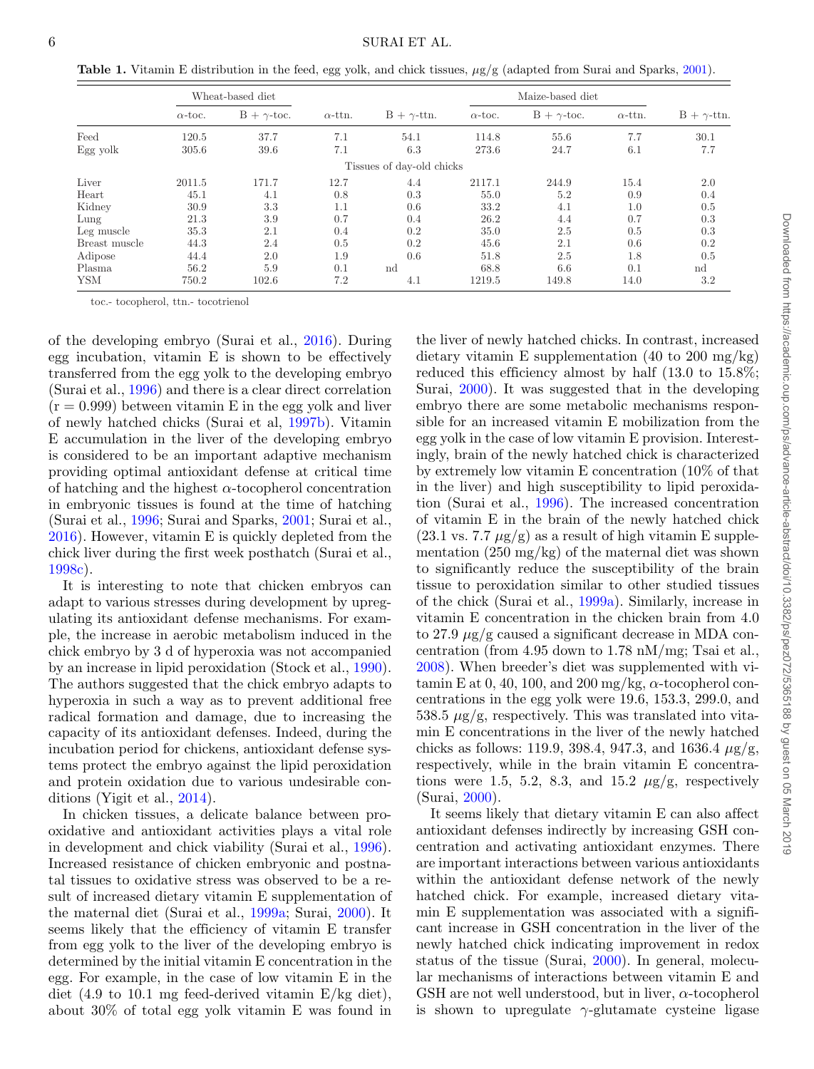**Table 1.** Vitamin E distribution in the feed, egg yolk, and chick tissues, μg/g (adapted from Surai and Sparks, 2001).

| | Wheat-based diet | | | | Maize-based diet | | | |
|---|---|---|---|---|---|---|---|---|
| | α-toc. | B + γ-toc. | α-ttn. | B + γ-ttn. | α-toc. | B + γ-toc. | α-ttn. | B + γ-ttn. |
| Feed | 120.5 | 37.7 | 7.1 | 54.1 | 114.8 | 55.6 | 7.7 | 30.1 |
| Egg yolk | 305.6 | 39.6 | 7.1 | 6.3 | 273.6 | 24.7 | 6.1 | 7.7 |
| Tissues of day-old chicks | | | | | | | | |
| Liver | 2011.5 | 171.7 | 12.7 | 4.4 | 2117.1 | 244.9 | 15.4 | 2.0 |
| Heart | 45.1 | 4.1 | 0.8 | 0.3 | 55.0 | 5.2 | 0.9 | 0.4 |
| Kidney | 30.9 | 3.3 | 1.1 | 0.6 | 33.2 | 4.1 | 1.0 | 0.5 |
| Lung | 21.3 | 3.9 | 0.7 | 0.4 | 26.2 | 4.4 | 0.7 | 0.3 |
| Leg muscle | 35.3 | 2.1 | 0.4 | 0.2 | 35.0 | 2.5 | 0.5 | 0.3 |
| Breast muscle | 44.3 | 2.4 | 0.5 | 0.2 | 45.6 | 2.1 | 0.6 | 0.2 |
| Adipose | 44.4 | 2.0 | 1.9 | 0.6 | 51.8 | 2.5 | 1.8 | 0.5 |
| Plasma | 56.2 | 5.9 | 0.1 | nd | 68.8 | 6.6 | 0.1 | nd |
| YSM | 750.2 | 102.6 | 7.2 | 4.1 | 1219.5 | 149.8 | 14.0 | 3.2 |

toc.- tocopherol, ttn.- tocotrienol

of the developing embryo (Surai et al., 2016). During egg incubation, vitamin E is shown to be effectively transferred from the egg yolk to the developing embryo (Surai et al., 1996) and there is a clear direct correlation (r = 0.999) between vitamin E in the egg yolk and liver of newly hatched chicks (Surai et al, 1997b). Vitamin E accumulation in the liver of the developing embryo is considered to be an important adaptive mechanism providing optimal antioxidant defense at critical time of hatching and the highest α-tocopherol concentration in embryonic tissues is found at the time of hatching (Surai et al., 1996; Surai and Sparks, 2001; Surai et al., 2016). However, vitamin E is quickly depleted from the chick liver during the first week posthatch (Surai et al., 1998c).

It is interesting to note that chicken embryos can adapt to various stresses during development by upregulating its antioxidant defense mechanisms. For example, the increase in aerobic metabolism induced in the chick embryo by 3 d of hyperoxia was not accompanied by an increase in lipid peroxidation (Stock et al., 1990). The authors suggested that the chick embryo adapts to hyperoxia in such a way as to prevent additional free radical formation and damage, due to increasing the capacity of its antioxidant defenses. Indeed, during the incubation period for chickens, antioxidant defense systems protect the embryo against the lipid peroxidation and protein oxidation due to various undesirable conditions (Yigit et al., 2014).

In chicken tissues, a delicate balance between prooxidative and antioxidant activities plays a vital role in development and chick viability (Surai et al., 1996). Increased resistance of chicken embryonic and postnatal tissues to oxidative stress was observed to be a result of increased dietary vitamin E supplementation of the maternal diet (Surai et al., 1999a; Surai, 2000). It seems likely that the efficiency of vitamin E transfer from egg yolk to the liver of the developing embryo is determined by the initial vitamin E concentration in the egg. For example, in the case of low vitamin E in the diet (4.9 to 10.1 mg feed-derived vitamin E/kg diet), about 30% of total egg yolk vitamin E was found in the liver of newly hatched chicks. In contrast, increased dietary vitamin E supplementation (40 to 200 mg/kg) reduced this efficiency almost by half (13.0 to 15.8%; Surai, 2000). It was suggested that in the developing embryo there are some metabolic mechanisms responsible for an increased vitamin E mobilization from the egg yolk in the case of low vitamin E provision. Interestingly, brain of the newly hatched chick is characterized by extremely low vitamin E concentration (10% of that in the liver) and high susceptibility to lipid peroxidation (Surai et al., 1996). The increased concentration of vitamin E in the brain of the newly hatched chick (23.1 vs. 7.7 μg/g) as a result of high vitamin E supplementation (250 mg/kg) of the maternal diet was shown to significantly reduce the susceptibility of the brain tissue to peroxidation similar to other studied tissues of the chick (Surai et al., 1999a). Similarly, increase in vitamin E concentration in the chicken brain from 4.0 to 27.9 μg/g caused a significant decrease in MDA concentration (from 4.95 down to 1.78 nM/mg; Tsai et al., 2008). When breeder's diet was supplemented with vitamin E at 0, 40, 100, and 200 mg/kg, α-tocopherol concentrations in the egg yolk were 19.6, 153.3, 299.0, and 538.5 μg/g, respectively. This was translated into vitamin E concentrations in the liver of the newly hatched chicks as follows: 119.9, 398.4, 947.3, and 1636.4 μg/g, respectively, while in the brain vitamin E concentrations were 1.5, 5.2, 8.3, and 15.2 μg/g, respectively (Surai, 2000).

It seems likely that dietary vitamin E can also affect antioxidant defenses indirectly by increasing GSH concentration and activating antioxidant enzymes. There are important interactions between various antioxidants within the antioxidant defense network of the newly hatched chick. For example, increased dietary vitamin E supplementation was associated with a significant increase in GSH concentration in the liver of the newly hatched chick indicating improvement in redox status of the tissue (Surai, 2000). In general, molecular mechanisms of interactions between vitamin E and GSH are not well understood, but in liver, α-tocopherol is shown to upregulate γ-glutamate cysteine ligase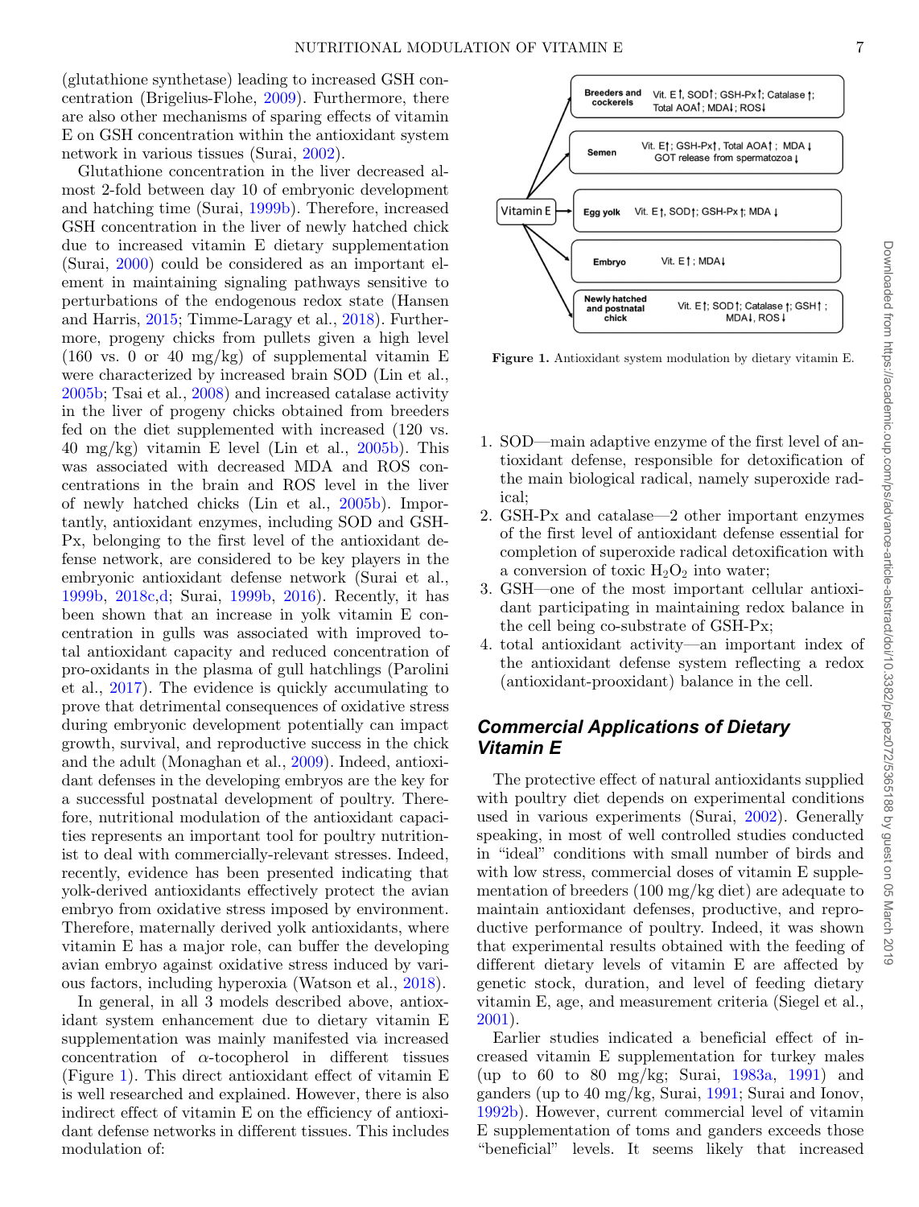(glutathione synthetase) leading to increased GSH concentration (Brigelius-Flohe, 2009). Furthermore, there are also other mechanisms of sparing effects of vitamin E on GSH concentration within the antioxidant system network in various tissues (Surai, 2002).

Glutathione concentration in the liver decreased almost 2-fold between day 10 of embryonic development and hatching time (Surai, 1999b). Therefore, increased GSH concentration in the liver of newly hatched chick due to increased vitamin E dietary supplementation (Surai, 2000) could be considered as an important element in maintaining signaling pathways sensitive to perturbations of the endogenous redox state (Hansen and Harris, 2015; Timme-Laragy et al., 2018). Furthermore, progeny chicks from pullets given a high level (160 vs. 0 or 40 mg/kg) of supplemental vitamin E were characterized by increased brain SOD (Lin et al., 2005b; Tsai et al., 2008) and increased catalase activity in the liver of progeny chicks obtained from breeders fed on the diet supplemented with increased (120 vs. 40 mg/kg) vitamin E level (Lin et al., 2005b). This was associated with decreased MDA and ROS concentrations in the brain and ROS level in the liver of newly hatched chicks (Lin et al., 2005b). Importantly, antioxidant enzymes, including SOD and GSH-Px, belonging to the first level of the antioxidant defense network, are considered to be key players in the embryonic antioxidant defense network (Surai et al., 1999b, 2018c,d; Surai, 1999b, 2016). Recently, it has been shown that an increase in yolk vitamin E concentration in gulls was associated with improved total antioxidant capacity and reduced concentration of pro-oxidants in the plasma of gull hatchlings (Parolini et al., 2017). The evidence is quickly accumulating to prove that detrimental consequences of oxidative stress during embryonic development potentially can impact growth, survival, and reproductive success in the chick and the adult (Monaghan et al., 2009). Indeed, antioxidant defenses in the developing embryos are the key for a successful postnatal development of poultry. Therefore, nutritional modulation of the antioxidant capacities represents an important tool for poultry nutritionist to deal with commercially-relevant stresses. Indeed, recently, evidence has been presented indicating that yolk-derived antioxidants effectively protect the avian embryo from oxidative stress imposed by environment. Therefore, maternally derived yolk antioxidants, where vitamin E has a major role, can buffer the developing avian embryo against oxidative stress induced by various factors, including hyperoxia (Watson et al., 2018).

In general, in all 3 models described above, antioxidant system enhancement due to dietary vitamin E supplementation was mainly manifested via increased concentration of α-tocopherol in different tissues (Figure 1). This direct antioxidant effect of vitamin E is well researched and explained. However, there is also indirect effect of vitamin E on the efficiency of antioxidant defense networks in different tissues. This includes modulation of:

Vitamin E → Breeders and cockerels: Vit. E↑, SOD↑; GSH-Px↑; Catalase↑; Total AOA↑; MDA↓; ROS↓
Vitamin E → Semen: Vit. E↑; GSH-Px↑, Total AOA↑; MDA↓; GOT release from spermatozoa↓
Vitamin E → Egg yolk: Vit. E↑, SOD↑; GSH-Px↑; MDA↓
Vitamin E → Embryo: Vit. E↑; MDA↓
Vitamin E → Newly hatched and postnatal chick: Vit. E↑; SOD↑; Catalase↑; GSH↑; MDA↓, ROS↓

**Figure 1.** Antioxidant system modulation by dietary vitamin E.

1. SOD—main adaptive enzyme of the first level of antioxidant defense, responsible for detoxification of the main biological radical, namely superoxide radical;
2. GSH-Px and catalase—2 other important enzymes of the first level of antioxidant defense essential for completion of superoxide radical detoxification with a conversion of toxic $H_2O_2$ into water;
3. GSH—one of the most important cellular antioxidant participating in maintaining redox balance in the cell being co-substrate of GSH-Px;
4. total antioxidant activity—an important index of the antioxidant defense system reflecting a redox (antioxidant-prooxidant) balance in the cell.

## Commercial Applications of Dietary Vitamin E

The protective effect of natural antioxidants supplied with poultry diet depends on experimental conditions used in various experiments (Surai, 2002). Generally speaking, in most of well controlled studies conducted in "ideal" conditions with small number of birds and with low stress, commercial doses of vitamin E supplementation of breeders (100 mg/kg diet) are adequate to maintain antioxidant defenses, productive, and reproductive performance of poultry. Indeed, it was shown that experimental results obtained with the feeding of different dietary levels of vitamin E are affected by genetic stock, duration, and level of feeding dietary vitamin E, age, and measurement criteria (Siegel et al., 2001).

Earlier studies indicated a beneficial effect of increased vitamin E supplementation for turkey males (up to 60 to 80 mg/kg; Surai, 1983a, 1991) and ganders (up to 40 mg/kg, Surai, 1991; Surai and Ionov, 1992b). However, current commercial level of vitamin E supplementation of toms and ganders exceeds those "beneficial" levels. It seems likely that increased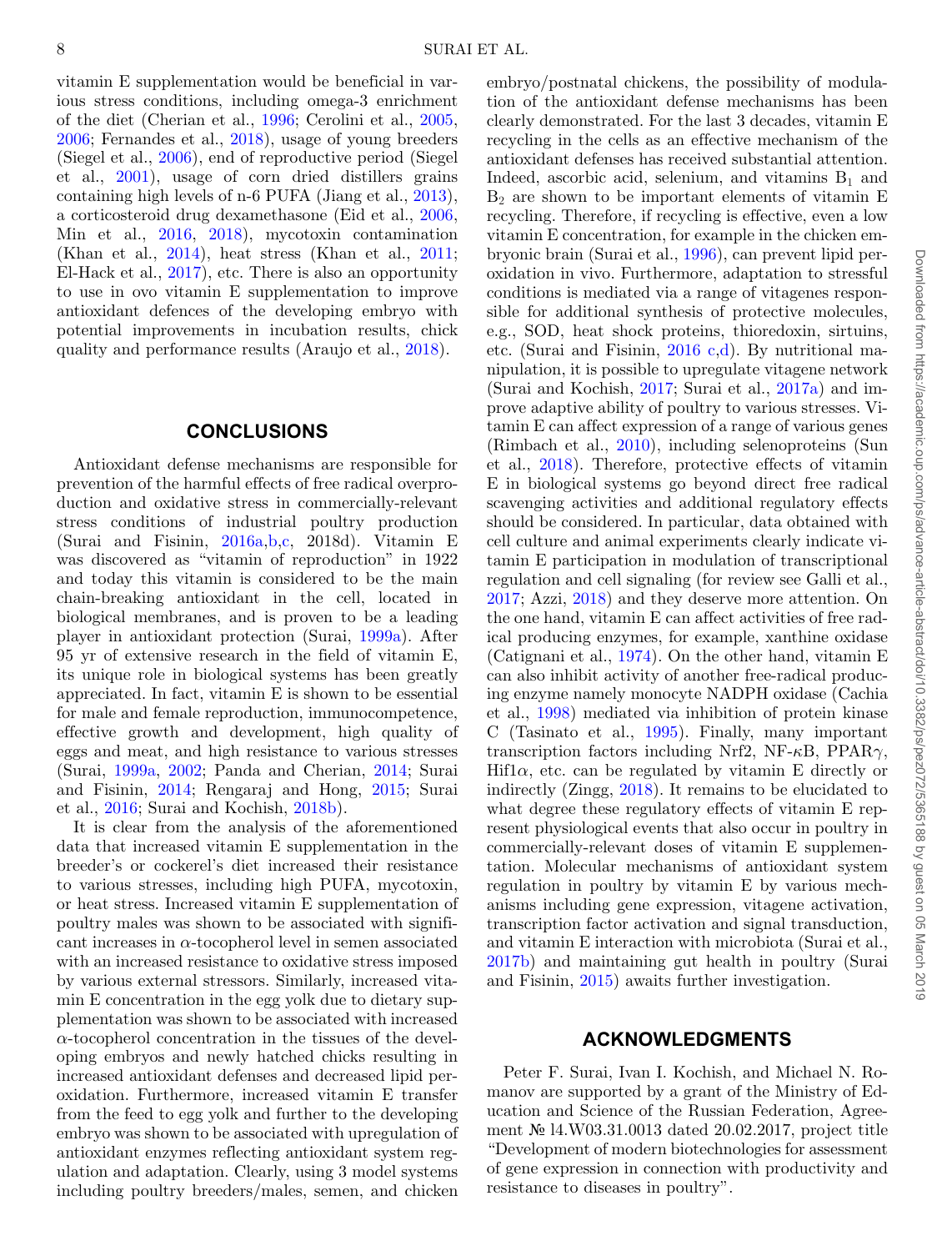vitamin E supplementation would be beneficial in various stress conditions, including omega-3 enrichment of the diet (Cherian et al., 1996; Cerolini et al., 2005, 2006; Fernandes et al., 2018), usage of young breeders (Siegel et al., 2006), end of reproductive period (Siegel et al., 2001), usage of corn dried distillers grains containing high levels of n-6 PUFA (Jiang et al., 2013), a corticosteroid drug dexamethasone (Eid et al., 2006, Min et al., 2016, 2018), mycotoxin contamination (Khan et al., 2014), heat stress (Khan et al., 2011; El-Hack et al., 2017), etc. There is also an opportunity to use in ovo vitamin E supplementation to improve antioxidant defences of the developing embryo with potential improvements in incubation results, chick quality and performance results (Araujo et al., 2018).

## CONCLUSIONS

Antioxidant defense mechanisms are responsible for prevention of the harmful effects of free radical overproduction and oxidative stress in commercially-relevant stress conditions of industrial poultry production (Surai and Fisinin, 2016a,b,c, 2018d). Vitamin E was discovered as "vitamin of reproduction" in 1922 and today this vitamin is considered to be the main chain-breaking antioxidant in the cell, located in biological membranes, and is proven to be a leading player in antioxidant protection (Surai, 1999a). After 95 yr of extensive research in the field of vitamin E, its unique role in biological systems has been greatly appreciated. In fact, vitamin E is shown to be essential for male and female reproduction, immunocompetence, effective growth and development, high quality of eggs and meat, and high resistance to various stresses (Surai, 1999a, 2002; Panda and Cherian, 2014; Surai and Fisinin, 2014; Rengaraj and Hong, 2015; Surai et al., 2016; Surai and Kochish, 2018b).

It is clear from the analysis of the aforementioned data that increased vitamin E supplementation in the breeder's or cockerel's diet increased their resistance to various stresses, including high PUFA, mycotoxin, or heat stress. Increased vitamin E supplementation of poultry males was shown to be associated with significant increases in $\alpha$-tocopherol level in semen associated with an increased resistance to oxidative stress imposed by various external stressors. Similarly, increased vitamin E concentration in the egg yolk due to dietary supplementation was shown to be associated with increased $\alpha$-tocopherol concentration in the tissues of the developing embryos and newly hatched chicks resulting in increased antioxidant defenses and decreased lipid peroxidation. Furthermore, increased vitamin E transfer from the feed to egg yolk and further to the developing embryo was shown to be associated with upregulation of antioxidant enzymes reflecting antioxidant system regulation and adaptation. Clearly, using 3 model systems including poultry breeders/males, semen, and chicken embryo/postnatal chickens, the possibility of modulation of the antioxidant defense mechanisms has been clearly demonstrated. For the last 3 decades, vitamin E recycling in the cells as an effective mechanism of the antioxidant defenses has received substantial attention. Indeed, ascorbic acid, selenium, and vitamins $B_1$ and $B_2$ are shown to be important elements of vitamin E recycling. Therefore, if recycling is effective, even a low vitamin E concentration, for example in the chicken embryonic brain (Surai et al., 1996), can prevent lipid peroxidation in vivo. Furthermore, adaptation to stressful conditions is mediated via a range of vitagenes responsible for additional synthesis of protective molecules, e.g., SOD, heat shock proteins, thioredoxin, sirtuins, etc. (Surai and Fisinin, 2016 c,d). By nutritional manipulation, it is possible to upregulate vitagene network (Surai and Kochish, 2017; Surai et al., 2017a) and improve adaptive ability of poultry to various stresses. Vitamin E can affect expression of a range of various genes (Rimbach et al., 2010), including selenoproteins (Sun et al., 2018). Therefore, protective effects of vitamin E in biological systems go beyond direct free radical scavenging activities and additional regulatory effects should be considered. In particular, data obtained with cell culture and animal experiments clearly indicate vitamin E participation in modulation of transcriptional regulation and cell signaling (for review see Galli et al., 2017; Azzi, 2018) and they deserve more attention. On the one hand, vitamin E can affect activities of free radical producing enzymes, for example, xanthine oxidase (Catignani et al., 1974). On the other hand, vitamin E can also inhibit activity of another free-radical producing enzyme namely monocyte NADPH oxidase (Cachia et al., 1998) mediated via inhibition of protein kinase C (Tasinato et al., 1995). Finally, many important transcription factors including Nrf2, NF-$\kappa$B, PPAR$\gamma$, Hif1$\alpha$, etc. can be regulated by vitamin E directly or indirectly (Zingg, 2018). It remains to be elucidated to what degree these regulatory effects of vitamin E represent physiological events that also occur in poultry in commercially-relevant doses of vitamin E supplementation. Molecular mechanisms of antioxidant system regulation in poultry by vitamin E by various mechanisms including gene expression, vitagene activation, transcription factor activation and signal transduction, and vitamin E interaction with microbiota (Surai et al., 2017b) and maintaining gut health in poultry (Surai and Fisinin, 2015) awaits further investigation.

## ACKNOWLEDGMENTS

Peter F. Surai, Ivan I. Kochish, and Michael N. Romanov are supported by a grant of the Ministry of Education and Science of the Russian Federation, Agreement № 14.W03.31.0013 dated 20.02.2017, project title "Development of modern biotechnologies for assessment of gene expression in connection with productivity and resistance to diseases in poultry".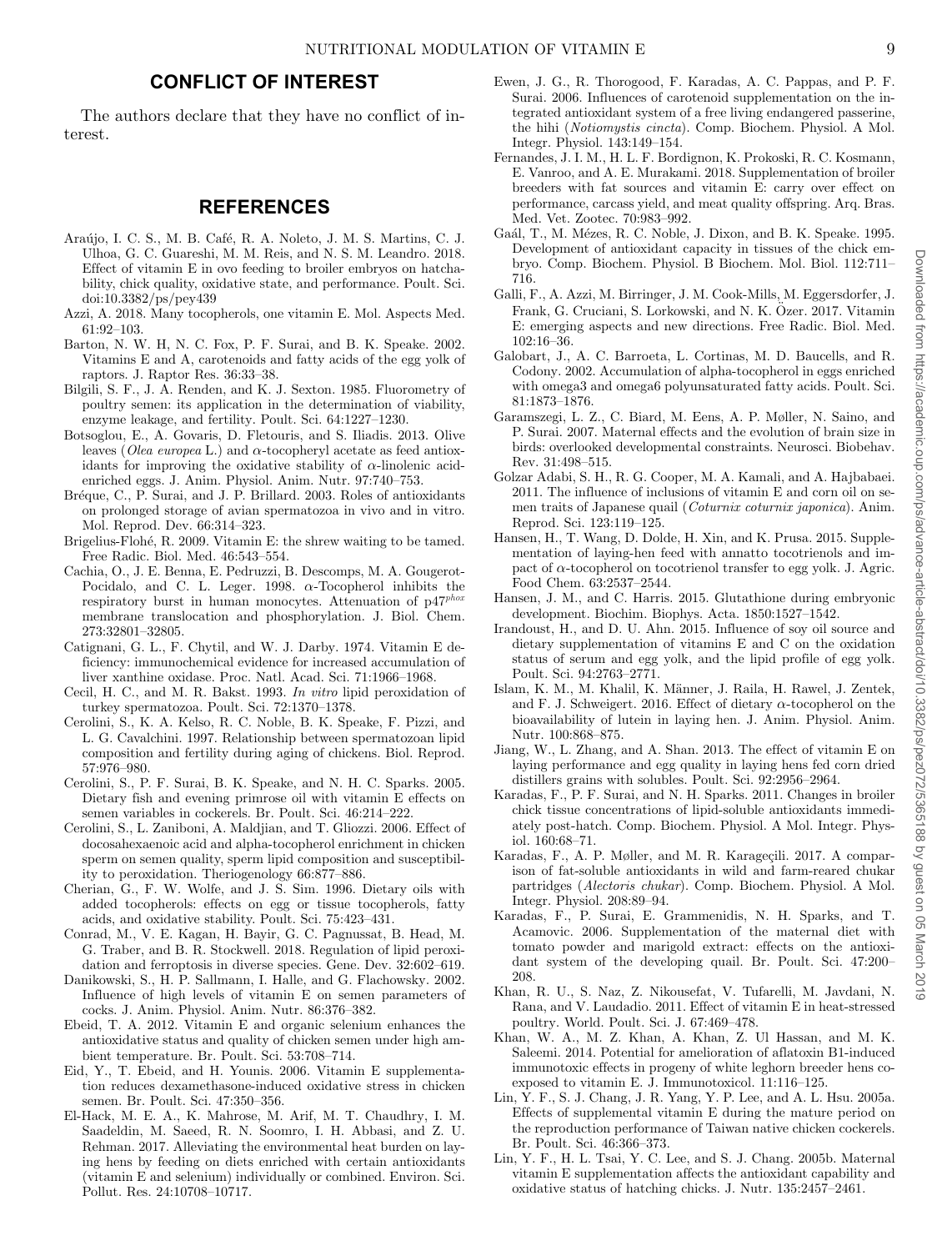## CONFLICT OF INTEREST

The authors declare that they have no conflict of interest.

## REFERENCES

Araújo, I. C. S., M. B. Café, R. A. Noleto, J. M. S. Martins, C. J. Ulhoa, G. C. Guareshi, M. M. Reis, and N. S. M. Leandro. 2018. Effect of vitamin E in ovo feeding to broiler embryos on hatchability, chick quality, oxidative state, and performance. Poult. Sci. doi:10.3382/ps/pey439

Azzi, A. 2018. Many tocopherols, one vitamin E. Mol. Aspects Med. 61:92–103.

Barton, N. W. H, N. C. Fox, P. F. Surai, and B. K. Speake. 2002. Vitamins E and A, carotenoids and fatty acids of the egg yolk of raptors. J. Raptor Res. 36:33–38.

Bilgili, S. F., J. A. Renden, and K. J. Sexton. 1985. Fluorometry of poultry semen: its application in the determination of viability, enzyme leakage, and fertility. Poult. Sci. 64:1227–1230.

Botsoglou, E., A. Govaris, D. Fletouris, and S. Iliadis. 2013. Olive leaves (*Olea europea* L.) and α-tocopheryl acetate as feed antioxidants for improving the oxidative stability of α-linolenic acid-enriched eggs. J. Anim. Physiol. Anim. Nutr. 97:740–753.

Bréque, C., P. Surai, and J. P. Brillard. 2003. Roles of antioxidants on prolonged storage of avian spermatozoa in vivo and in vitro. Mol. Reprod. Dev. 66:314–323.

Brigelius-Flohé, R. 2009. Vitamin E: the shrew waiting to be tamed. Free Radic. Biol. Med. 46:543–554.

Cachia, O., J. E. Benna, E. Pedruzzi, B. Descomps, M. A. Gougerot-Pocidalo, and C. L. Leger. 1998. α-Tocopherol inhibits the respiratory burst in human monocytes. Attenuation of p47$^{phox}$ membrane translocation and phosphorylation. J. Biol. Chem. 273:32801–32805.

Catignani, G. L., F. Chytil, and W. J. Darby. 1974. Vitamin E deficiency: immunochemical evidence for increased accumulation of liver xanthine oxidase. Proc. Natl. Acad. Sci. 71:1966–1968.

Cecil, H. C., and M. R. Bakst. 1993. *In vitro* lipid peroxidation of turkey spermatozoa. Poult. Sci. 72:1370–1378.

Cerolini, S., K. A. Kelso, R. C. Noble, B. K. Speake, F. Pizzi, and L. G. Cavalchini. 1997. Relationship between spermatozoan lipid composition and fertility during aging of chickens. Biol. Reprod. 57:976–980.

Cerolini, S., P. F. Surai, B. K. Speake, and N. H. C. Sparks. 2005. Dietary fish and evening primrose oil with vitamin E effects on semen variables in cockerels. Br. Poult. Sci. 46:214–222.

Cerolini, S., L. Zaniboni, A. Maldjian, and T. Gliozzi. 2006. Effect of docosahexaenoic acid and alpha-tocopherol enrichment in chicken sperm on semen quality, sperm lipid composition and susceptibility to peroxidation. Theriogenology 66:877–886.

Cherian, G., F. W. Wolfe, and J. S. Sim. 1996. Dietary oils with added tocopherols: effects on egg or tissue tocopherols, fatty acids, and oxidative stability. Poult. Sci. 75:423–431.

Conrad, M., V. E. Kagan, H. Bayir, G. C. Pagnussat, B. Head, M. G. Traber, and B. R. Stockwell. 2018. Regulation of lipid peroxidation and ferroptosis in diverse species. Gene. Dev. 32:602–619.

Danikowski, S., H. P. Sallmann, I. Halle, and G. Flachowsky. 2002. Influence of high levels of vitamin E on semen parameters of cocks. J. Anim. Physiol. Anim. Nutr. 86:376–382.

Ebeid, T. A. 2012. Vitamin E and organic selenium enhances the antioxidative status and quality of chicken semen under high ambient temperature. Br. Poult. Sci. 53:708–714.

Eid, Y., T. Ebeid, and H. Younis. 2006. Vitamin E supplementation reduces dexamethasone-induced oxidative stress in chicken semen. Br. Poult. Sci. 47:350–356.

El-Hack, M. E. A., K. Mahrose, M. Arif, M. T. Chaudhry, I. M. Saadeldin, M. Saeed, R. N. Soomro, I. H. Abbasi, and Z. U. Rehman. 2017. Alleviating the environmental heat burden on laying hens by feeding on diets enriched with certain antioxidants (vitamin E and selenium) individually or combined. Environ. Sci. Pollut. Res. 24:10708–10717.

Ewen, J. G., R. Thorogood, F. Karadas, A. C. Pappas, and P. F. Surai. 2006. Influences of carotenoid supplementation on the integrated antioxidant system of a free living endangered passerine, the hihi (*Notiomystis cincta*). Comp. Biochem. Physiol. A Mol. Integr. Physiol. 143:149–154.

Fernandes, J. I. M., H. L. F. Bordignon, K. Prokoski, R. C. Kosmann, E. Vanroo, and A. E. Murakami. 2018. Supplementation of broiler breeders with fat sources and vitamin E: carry over effect on performance, carcass yield, and meat quality offspring. Arq. Bras. Med. Vet. Zootec. 70:983–992.

Gaál, T., M. Mézes, R. C. Noble, J. Dixon, and B. K. Speake. 1995. Development of antioxidant capacity in tissues of the chick embryo. Comp. Biochem. Physiol. B Biochem. Mol. Biol. 112:711–716.

Galli, F., A. Azzi, M. Birringer, J. M. Cook-Mills, M. Eggersdorfer, J. Frank, G. Cruciani, S. Lorkowski, and N. K. Özer. 2017. Vitamin E: emerging aspects and new directions. Free Radic. Biol. Med. 102:16–36.

Galobart, J., A. C. Barroeta, L. Cortinas, M. D. Baucells, and R. Codony. 2002. Accumulation of alpha-tocopherol in eggs enriched with omega3 and omega6 polyunsaturated fatty acids. Poult. Sci. 81:1873–1876.

Garamszegi, L. Z., C. Biard, M. Eens, A. P. Møller, N. Saino, and P. Surai. 2007. Maternal effects and the evolution of brain size in birds: overlooked developmental constraints. Neurosci. Biobehav. Rev. 31:498–515.

Golzar Adabi, S. H., R. G. Cooper, M. A. Kamali, and A. Hajbabaei. 2011. The influence of inclusions of vitamin E and corn oil on semen traits of Japanese quail (*Coturnix coturnix japonica*). Anim. Reprod. Sci. 123:119–125.

Hansen, H., T. Wang, D. Dolde, H. Xin, and K. Prusa. 2015. Supplementation of laying-hen feed with annatto tocotrienols and impact of α-tocopherol on tocotrienol transfer to egg yolk. J. Agric. Food Chem. 63:2537–2544.

Hansen, J. M., and C. Harris. 2015. Glutathione during embryonic development. Biochim. Biophys. Acta. 1850:1527–1542.

Irandoust, H., and D. U. Ahn. 2015. Influence of soy oil source and dietary supplementation of vitamins E and C on the oxidation status of serum and egg yolk, and the lipid profile of egg yolk. Poult. Sci. 94:2763–2771.

Islam, K. M., M. Khalil, K. Männer, J. Raila, H. Rawel, J. Zentek, and F. J. Schweigert. 2016. Effect of dietary α-tocopherol on the bioavailability of lutein in laying hen. J. Anim. Physiol. Anim. Nutr. 100:868–875.

Jiang, W., L. Zhang, and A. Shan. 2013. The effect of vitamin E on laying performance and egg quality in laying hens fed corn dried distillers grains with solubles. Poult. Sci. 92:2956–2964.

Karadas, F., P. F. Surai, and N. H. Sparks. 2011. Changes in broiler chick tissue concentrations of lipid-soluble antioxidants immediately post-hatch. Comp. Biochem. Physiol. A Mol. Integr. Physiol. 160:68–71.

Karadas, F., A. P. Møller, and M. R. Karageçili. 2017. A comparison of fat-soluble antioxidants in wild and farm-reared chukar partridges (*Alectoris chukar*). Comp. Biochem. Physiol. A Mol. Integr. Physiol. 208:89–94.

Karadas, F., P. Surai, E. Grammenidis, N. H. Sparks, and T. Acamovic. 2006. Supplementation of the maternal diet with tomato powder and marigold extract: effects on the antioxidant system of the developing quail. Br. Poult. Sci. 47:200–208.

Khan, R. U., S. Naz, Z. Nikousefat, V. Tufarelli, M. Javdani, N. Rana, and V. Laudadio. 2011. Effect of vitamin E in heat-stressed poultry. World. Poult. Sci. J. 67:469–478.

Khan, W. A., M. Z. Khan, A. Khan, Z. Ul Hassan, and M. K. Saleemi. 2014. Potential for amelioration of aflatoxin B1-induced immunotoxic effects in progeny of white leghorn breeder hens co-exposed to vitamin E. J. Immunotoxicol. 11:116–125.

Lin, Y. F., S. J. Chang, J. R. Yang, Y. P. Lee, and A. L. Hsu. 2005a. Effects of supplemental vitamin E during the mature period on the reproduction performance of Taiwan native chicken cockerels. Br. Poult. Sci. 46:366–373.

Lin, Y. F., H. L. Tsai, Y. C. Lee, and S. J. Chang. 2005b. Maternal vitamin E supplementation affects the antioxidant capability and oxidative status of hatching chicks. J. Nutr. 135:2457–2461.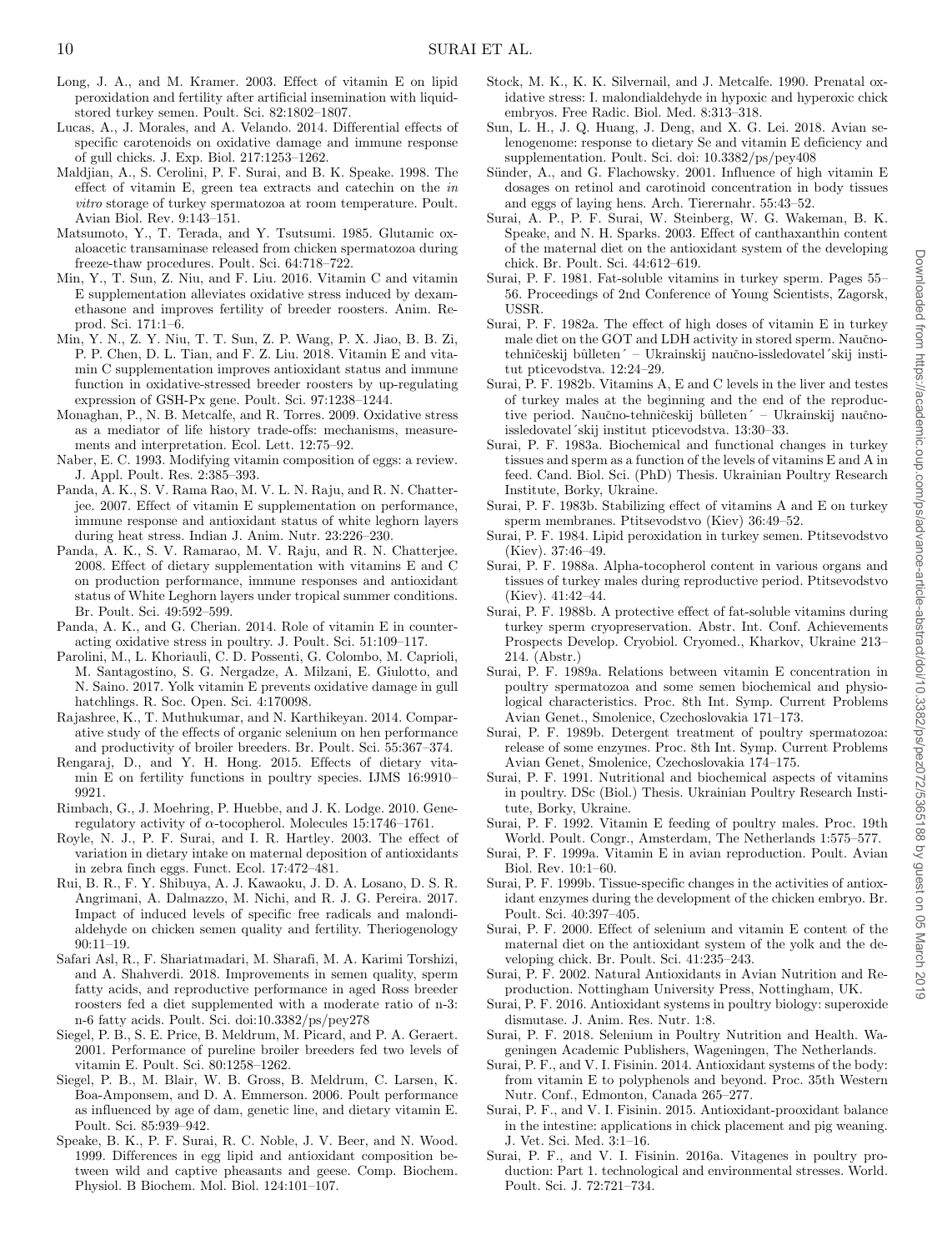Long, J. A., and M. Kramer. 2003. Effect of vitamin E on lipid peroxidation and fertility after artificial insemination with liquid-stored turkey semen. Poult. Sci. 82:1802–1807.

Lucas, A., J. Morales, and A. Velando. 2014. Differential effects of specific carotenoids on oxidative damage and immune response of gull chicks. J. Exp. Biol. 217:1253–1262.

Maldjian, A., S. Cerolini, P. F. Surai, and B. K. Speake. 1998. The effect of vitamin E, green tea extracts and catechin on the *in vitro* storage of turkey spermatozoa at room temperature. Poult. Avian Biol. Rev. 9:143–151.

Matsumoto, Y., T. Terada, and Y. Tsutsumi. 1985. Glutamic oxaloacetic transaminase released from chicken spermatozoa during freeze-thaw procedures. Poult. Sci. 64:718–722.

Min, Y., T. Sun, Z. Niu, and F. Liu. 2016. Vitamin C and vitamin E supplementation alleviates oxidative stress induced by dexamethasone and improves fertility of breeder roosters. Anim. Reprod. Sci. 171:1–6.

Min, Y. N., Z. Y. Niu, T. T. Sun, Z. P. Wang, P. X. Jiao, B. B. Zi, P. P. Chen, D. L. Tian, and F. Z. Liu. 2018. Vitamin E and vitamin C supplementation improves antioxidant status and immune function in oxidative-stressed breeder roosters by up-regulating expression of GSH-Px gene. Poult. Sci. 97:1238–1244.

Monaghan, P., N. B. Metcalfe, and R. Torres. 2009. Oxidative stress as a mediator of life history trade-offs: mechanisms, measurements and interpretation. Ecol. Lett. 12:75–92.

Naber, E. C. 1993. Modifying vitamin composition of eggs: a review. J. Appl. Poult. Res. 2:385–393.

Panda, A. K., S. V. Rama Rao, M. V. L. N. Raju, and R. N. Chatterjee. 2007. Effect of vitamin E supplementation on performance, immune response and antioxidant status of white leghorn layers during heat stress. Indian J. Anim. Nutr. 23:226–230.

Panda, A. K., S. V. Ramarao, M. V. Raju, and R. N. Chatterjee. 2008. Effect of dietary supplementation with vitamins E and C on production performance, immune responses and antioxidant status of White Leghorn layers under tropical summer conditions. Br. Poult. Sci. 49:592–599.

Panda, A. K., and G. Cherian. 2014. Role of vitamin E in counteracting oxidative stress in poultry. J. Poult. Sci. 51:109–117.

Parolini, M., L. Khoriauli, C. D. Possenti, G. Colombo, M. Caprioli, M. Santagostino, S. G. Nergadze, A. Milzani, E. Giulotto, and N. Saino. 2017. Yolk vitamin E prevents oxidative damage in gull hatchlings. R. Soc. Open. Sci. 4:170098.

Rajashree, K., T. Muthukumar, and N. Karthikeyan. 2014. Comparative study of the effects of organic selenium on hen performance and productivity of broiler breeders. Br. Poult. Sci. 55:367–374.

Rengaraj, D., and Y. H. Hong. 2015. Effects of dietary vitamin E on fertility functions in poultry species. IJMS 16:9910–9921.

Rimbach, G., J. Moehring, P. Huebbe, and J. K. Lodge. 2010. Gene-regulatory activity of α-tocopherol. Molecules 15:1746–1761.

Royle, N. J., P. F. Surai, and I. R. Hartley. 2003. The effect of variation in dietary intake on maternal deposition of antioxidants in zebra finch eggs. Funct. Ecol. 17:472–481.

Rui, B. R., F. Y. Shibuya, A. J. Kawaoku, J. D. A. Losano, D. S. R. Angrimani, A. Dalmazzo, M. Nichi, and R. J. G. Pereira. 2017. Impact of induced levels of specific free radicals and malondialdehyde on chicken semen quality and fertility. Theriogenology 90:11–19.

Safari Asl, R., F. Shariatmadari, M. Sharafi, M. A. Karimi Torshizi, and A. Shahverdi. 2018. Improvements in semen quality, sperm fatty acids, and reproductive performance in aged Ross breeder roosters fed a diet supplemented with a moderate ratio of n-3: n-6 fatty acids. Poult. Sci. doi:10.3382/ps/pey278

Siegel, P. B., S. E. Price, B. Meldrum, M. Picard, and P. A. Geraert. 2001. Performance of pureline broiler breeders fed two levels of vitamin E. Poult. Sci. 80:1258–1262.

Siegel, P. B., M. Blair, W. B. Gross, B. Meldrum, C. Larsen, K. Boa-Amponsem, and D. A. Emmerson. 2006. Poult performance as influenced by age of dam, genetic line, and dietary vitamin E. Poult. Sci. 85:939–942.

Speake, B. K., P. F. Surai, R. C. Noble, J. V. Beer, and N. Wood. 1999. Differences in egg lipid and antioxidant composition between wild and captive pheasants and geese. Comp. Biochem. Physiol. B Biochem. Mol. Biol. 124:101–107.

Stock, M. K., K. K. Silvernail, and J. Metcalfe. 1990. Prenatal oxidative stress: I. malondialdehyde in hypoxic and hyperoxic chick embryos. Free Radic. Biol. Med. 8:313–318.

Sun, L. H., J. Q. Huang, J. Deng, and X. G. Lei. 2018. Avian selenogenome: response to dietary Se and vitamin E deficiency and supplementation. Poult. Sci. doi: 10.3382/ps/pey408

Sünder, A., and G. Flachowsky. 2001. Influence of high vitamin E dosages on retinol and carotinoid concentration in body tissues and eggs of laying hens. Arch. Tierernahr. 55:43–52.

Surai, A. P., P. F. Surai, W. Steinberg, W. G. Wakeman, B. K. Speake, and N. H. Sparks. 2003. Effect of canthaxanthin content of the maternal diet on the antioxidant system of the developing chick. Br. Poult. Sci. 44:612–619.

Surai, P. F. 1981. Fat-soluble vitamins in turkey sperm. Pages 55–56. Proceedings of 2nd Conference of Young Scientists, Zagorsk, USSR.

Surai, P. F. 1982a. The effect of high doses of vitamin E in turkey male diet on the GOT and LDH activity in stored sperm. Naučno-tehničeskij bûlleten´ – Ukrainskij naučno-issledovatel´skij institut pticevodstva. 12:24–29.

Surai, P. F. 1982b. Vitamins A, E and C levels in the liver and testes of turkey males at the beginning and the end of the reproductive period. Naučno-tehničeskij bûlleten´ – Ukrainskij naučno-issledovatel´skij institut pticevodstva. 13:30–33.

Surai, P. F. 1983a. Biochemical and functional changes in turkey tissues and sperm as a function of the levels of vitamins E and A in feed. Cand. Biol. Sci. (PhD) Thesis. Ukrainian Poultry Research Institute, Borky, Ukraine.

Surai, P. F. 1983b. Stabilizing effect of vitamins A and E on turkey sperm membranes. Ptitsevodstvo (Kiev) 36:49–52.

Surai, P. F. 1984. Lipid peroxidation in turkey semen. Ptitsevodstvo (Kiev). 37:46–49.

Surai, P. F. 1988a. Alpha-tocopherol content in various organs and tissues of turkey males during reproductive period. Ptitsevodstvo (Kiev). 41:42–44.

Surai, P. F. 1988b. A protective effect of fat-soluble vitamins during turkey sperm cryopreservation. Abstr. Int. Conf. Achievements Prospects Develop. Cryobiol. Cryomed., Kharkov, Ukraine 213–214. (Abstr.)

Surai, P. F. 1989a. Relations between vitamin E concentration in poultry spermatozoa and some semen biochemical and physiological characteristics. Proc. 8th Int. Symp. Current Problems Avian Genet., Smolenice, Czechoslovakia 171–173.

Surai, P. F. 1989b. Detergent treatment of poultry spermatozoa: release of some enzymes. Proc. 8th Int. Symp. Current Problems Avian Genet, Smolenice, Czechoslovakia 174–175.

Surai, P. F. 1991. Nutritional and biochemical aspects of vitamins in poultry. DSc (Biol.) Thesis. Ukrainian Poultry Research Institute, Borky, Ukraine.

Surai, P. F. 1992. Vitamin E feeding of poultry males. Proc. 19th World. Poult. Congr., Amsterdam, The Netherlands 1:575–577.

Surai, P. F. 1999a. Vitamin E in avian reproduction. Poult. Avian Biol. Rev. 10:1–60.

Surai, P. F. 1999b. Tissue-specific changes in the activities of antioxidant enzymes during the development of the chicken embryo. Br. Poult. Sci. 40:397–405.

Surai, P. F. 2000. Effect of selenium and vitamin E content of the maternal diet on the antioxidant system of the yolk and the developing chick. Br. Poult. Sci. 41:235–243.

Surai, P. F. 2002. Natural Antioxidants in Avian Nutrition and Reproduction. Nottingham University Press, Nottingham, UK.

Surai, P. F. 2016. Antioxidant systems in poultry biology: superoxide dismutase. J. Anim. Res. Nutr. 1:8.

Surai, P. F. 2018. Selenium in Poultry Nutrition and Health. Wageningen Academic Publishers, Wageningen, The Netherlands.

Surai, P. F., and V. I. Fisinin. 2014. Antioxidant systems of the body: from vitamin E to polyphenols and beyond. Proc. 35th Western Nutr. Conf., Edmonton, Canada 265–277.

Surai, P. F., and V. I. Fisinin. 2015. Antioxidant-prooxidant balance in the intestine: applications in chick placement and pig weaning. J. Vet. Sci. Med. 3:1–16.

Surai, P. F., and V. I. Fisinin. 2016a. Vitagenes in poultry production: Part 1. technological and environmental stresses. World. Poult. Sci. J. 72:721–734.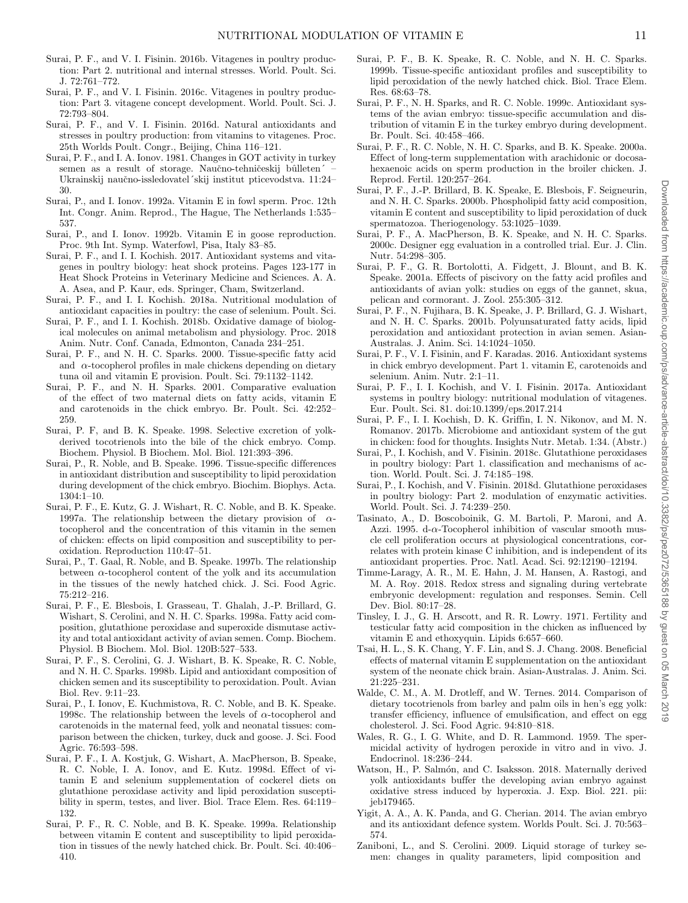Surai, P. F., and V. I. Fisinin. 2016b. Vitagenes in poultry production: Part 2. nutritional and internal stresses. World. Poult. Sci. J. 72:761–772.

Surai, P. F., and V. I. Fisinin. 2016c. Vitagenes in poultry production: Part 3. vitagene concept development. World. Poult. Sci. J. 72:793–804.

Surai, P. F., and V. I. Fisinin. 2016d. Natural antioxidants and stresses in poultry production: from vitamins to vitagenes. Proc. 25th Worlds Poult. Congr., Beijing, China 116–121.

Surai, P. F., and I. A. Ionov. 1981. Changes in GOT activity in turkey semen as a result of storage. Naučno-tehničeskij bûlleten´ – Ukrainskij naučno-issledovatel´skij institut pticevodstva. 11:24–30.

Surai, P., and I. Ionov. 1992a. Vitamin E in fowl sperm. Proc. 12th Int. Congr. Anim. Reprod., The Hague, The Netherlands 1:535–537.

Surai, P., and I. Ionov. 1992b. Vitamin E in goose reproduction. Proc. 9th Int. Symp. Waterfowl, Pisa, Italy 83–85.

Surai, P. F., and I. I. Kochish. 2017. Antioxidant systems and vitagenes in poultry biology: heat shock proteins. Pages 123-177 in Heat Shock Proteins in Veterinary Medicine and Sciences. A. A. A. Asea, and P. Kaur, eds. Springer, Cham, Switzerland.

Surai, P. F., and I. I. Kochish. 2018a. Nutritional modulation of antioxidant capacities in poultry: the case of selenium. Poult. Sci.

Surai, P. F., and I. I. Kochish. 2018b. Oxidative damage of biological molecules on animal metabolism and physiology. Proc. 2018 Anim. Nutr. Conf. Canada, Edmonton, Canada 234–251.

Surai, P. F., and N. H. C. Sparks. 2000. Tissue-specific fatty acid and $\alpha$-tocopherol profiles in male chickens depending on dietary tuna oil and vitamin E provision. Poult. Sci. 79:1132–1142.

Surai, P. F., and N. H. Sparks. 2001. Comparative evaluation of the effect of two maternal diets on fatty acids, vitamin E and carotenoids in the chick embryo. Br. Poult. Sci. 42:252–259.

Surai, P. F, and B. K. Speake. 1998. Selective excretion of yolk-derived tocotrienols into the bile of the chick embryo. Comp. Biochem. Physiol. B Biochem. Mol. Biol. 121:393–396.

Surai, P., R. Noble, and B. Speake. 1996. Tissue-specific differences in antioxidant distribution and susceptibility to lipid peroxidation during development of the chick embryo. Biochim. Biophys. Acta. 1304:1–10.

Surai, P. F., E. Kutz, G. J. Wishart, R. C. Noble, and B. K. Speake. 1997a. The relationship between the dietary provision of $\alpha$-tocopherol and the concentration of this vitamin in the semen of chicken: effects on lipid composition and susceptibility to peroxidation. Reproduction 110:47–51.

Surai, P., T. Gaal, R. Noble, and B. Speake. 1997b. The relationship between $\alpha$-tocopherol content of the yolk and its accumulation in the tissues of the newly hatched chick. J. Sci. Food Agric. 75:212–216.

Surai, P. F., E. Blesbois, I. Grasseau, T. Ghalah, J.-P. Brillard, G. Wishart, S. Cerolini, and N. H. C. Sparks. 1998a. Fatty acid composition, glutathione peroxidase and superoxide dismutase activity and total antioxidant activity of avian semen. Comp. Biochem. Physiol. B Biochem. Mol. Biol. 120B:527–533.

Surai, P. F., S. Cerolini, G. J. Wishart, B. K. Speake, R. C. Noble, and N. H. C. Sparks. 1998b. Lipid and antioxidant composition of chicken semen and its susceptibility to peroxidation. Poult. Avian Biol. Rev. 9:11–23.

Surai, P., I. Ionov, E. Kuchmistova, R. C. Noble, and B. K. Speake. 1998c. The relationship between the levels of $\alpha$-tocopherol and carotenoids in the maternal feed, yolk and neonatal tissues: comparison between the chicken, turkey, duck and goose. J. Sci. Food Agric. 76:593–598.

Surai, P. F., I. A. Kostjuk, G. Wishart, A. MacPherson, B. Speake, R. C. Noble, I. A. Ionov, and E. Kutz. 1998d. Effect of vitamin E and selenium supplementation of cockerel diets on glutathione peroxidase activity and lipid peroxidation susceptibility in sperm, testes, and liver. Biol. Trace Elem. Res. 64:119–132.

Surai, P. F., R. C. Noble, and B. K. Speake. 1999a. Relationship between vitamin E content and susceptibility to lipid peroxidation in tissues of the newly hatched chick. Br. Poult. Sci. 40:406–410.

Surai, P. F., B. K. Speake, R. C. Noble, and N. H. C. Sparks. 1999b. Tissue-specific antioxidant profiles and susceptibility to lipid peroxidation of the newly hatched chick. Biol. Trace Elem. Res. 68:63–78.

Surai, P. F., N. H. Sparks, and R. C. Noble. 1999c. Antioxidant systems of the avian embryo: tissue-specific accumulation and distribution of vitamin E in the turkey embryo during development. Br. Poult. Sci. 40:458–466.

Surai, P. F., R. C. Noble, N. H. C. Sparks, and B. K. Speake. 2000a. Effect of long-term supplementation with arachidonic or docosahexaenoic acids on sperm production in the broiler chicken. J. Reprod. Fertil. 120:257–264.

Surai, P. F., J.-P. Brillard, B. K. Speake, E. Blesbois, F. Seigneurin, and N. H. C. Sparks. 2000b. Phospholipid fatty acid composition, vitamin E content and susceptibility to lipid peroxidation of duck spermatozoa. Theriogenology. 53:1025–1039.

Surai, P. F., A. MacPherson, B. K. Speake, and N. H. C. Sparks. 2000c. Designer egg evaluation in a controlled trial. Eur. J. Clin. Nutr. 54:298–305.

Surai, P. F., G. R. Bortolotti, A. Fidgett, J. Blount, and B. K. Speake. 2001a. Effects of piscivory on the fatty acid profiles and antioxidants of avian yolk: studies on eggs of the gannet, skua, pelican and cormorant. J. Zool. 255:305–312.

Surai, P. F., N. Fujihara, B. K. Speake, J. P. Brillard, G. J. Wishart, and N. H. C. Sparks. 2001b. Polyunsaturated fatty acids, lipid peroxidation and antioxidant protection in avian semen. Asian-Australas. J. Anim. Sci. 14:1024–1050.

Surai, P. F., V. I. Fisinin, and F. Karadas. 2016. Antioxidant systems in chick embryo development. Part 1. vitamin E, carotenoids and selenium. Anim. Nutr. 2:1–11.

Surai, P. F., I. I. Kochish, and V. I. Fisinin. 2017a. Antioxidant systems in poultry biology: nutritional modulation of vitagenes. Eur. Poult. Sci. 81. doi:10.1399/eps.2017.214

Surai, P. F., I. I. Kochish, D. K. Griffin, I. N. Nikonov, and M. N. Romanov. 2017b. Microbiome and antioxidant system of the gut in chicken: food for thoughts. Insights Nutr. Metab. 1:34. (Abstr.)

Surai, P., I. Kochish, and V. Fisinin. 2018c. Glutathione peroxidases in poultry biology: Part 1. classification and mechanisms of action. World. Poult. Sci. J. 74:185–198.

Surai, P., I. Kochish, and V. Fisinin. 2018d. Glutathione peroxidases in poultry biology: Part 2. modulation of enzymatic activities. World. Poult. Sci. J. 74:239–250.

Tasinato, A., D. Boscoboinik, G. M. Bartoli, P. Maroni, and A. Azzi. 1995. d-$\alpha$-Tocopherol inhibition of vascular smooth muscle cell proliferation occurs at physiological concentrations, correlates with protein kinase C inhibition, and is independent of its antioxidant properties. Proc. Natl. Acad. Sci. 92:12190–12194.

Timme-Laragy, A. R., M. E. Hahn, J. M. Hansen, A. Rastogi, and M. A. Roy. 2018. Redox stress and signaling during vertebrate embryonic development: regulation and responses. Semin. Cell Dev. Biol. 80:17–28.

Tinsley, I. J., G. H. Arscott, and R. R. Lowry. 1971. Fertility and testicular fatty acid composition in the chicken as influenced by vitamin E and ethoxyquin. Lipids 6:657–660.

Tsai, H. L., S. K. Chang, Y. F. Lin, and S. J. Chang. 2008. Beneficial effects of maternal vitamin E supplementation on the antioxidant system of the neonate chick brain. Asian-Australas. J. Anim. Sci. 21:225–231.

Walde, C. M., A. M. Drotleff, and W. Ternes. 2014. Comparison of dietary tocotrienols from barley and palm oils in hen's egg yolk: transfer efficiency, influence of emulsification, and effect on egg cholesterol. J. Sci. Food Agric. 94:810–818.

Wales, R. G., I. G. White, and D. R. Lammond. 1959. The spermicidal activity of hydrogen peroxide in vitro and in vivo. J. Endocrinol. 18:236–244.

Watson, H., P. Salmón, and C. Isaksson. 2018. Maternally derived yolk antioxidants buffer the developing avian embryo against oxidative stress induced by hyperoxia. J. Exp. Biol. 221. pii: jeb179465.

Yigit, A. A., A. K. Panda, and G. Cherian. 2014. The avian embryo and its antioxidant defence system. Worlds Poult. Sci. J. 70:563–574.

Zaniboni, L., and S. Cerolini. 2009. Liquid storage of turkey semen: changes in quality parameters, lipid composition and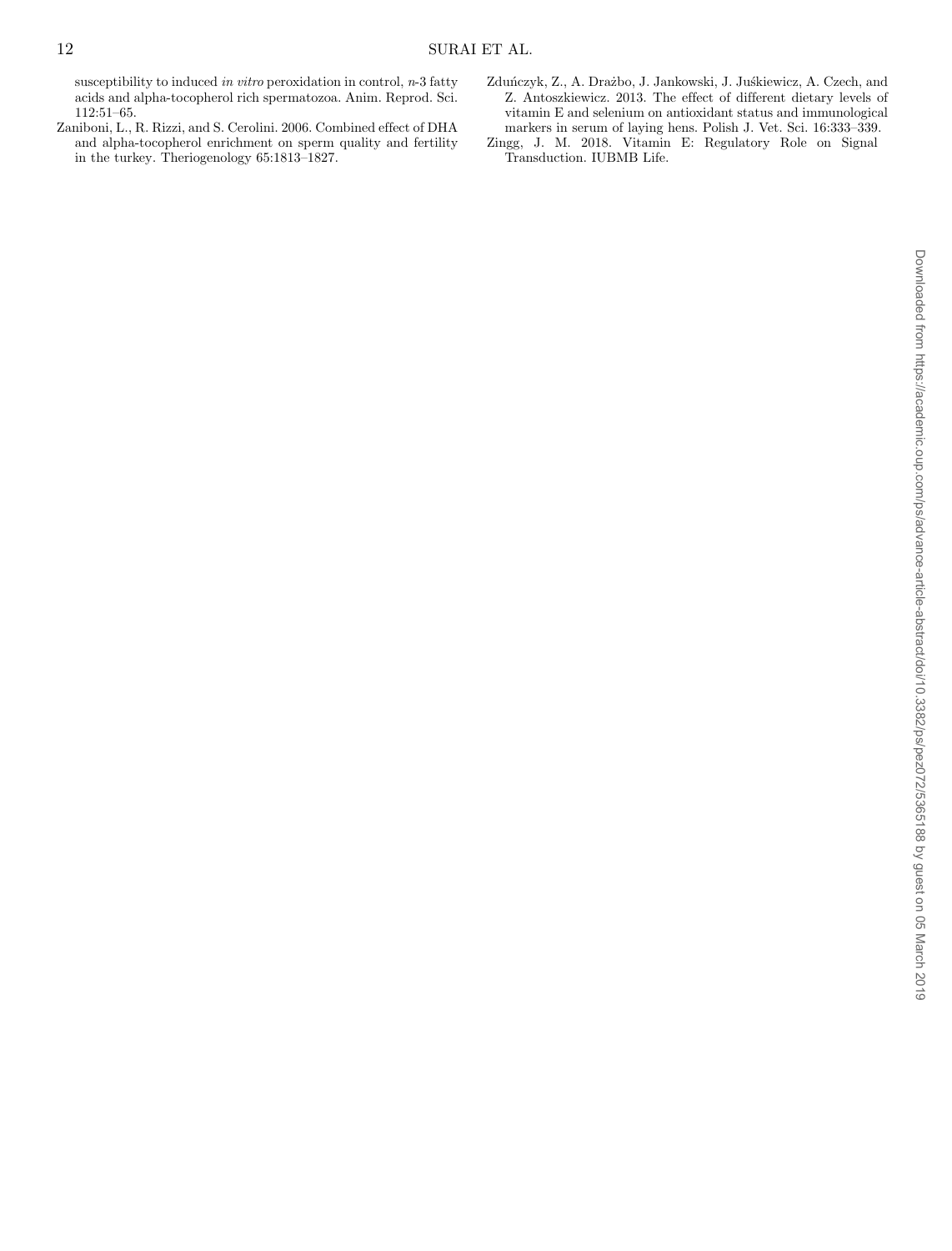susceptibility to induced *in vitro* peroxidation in control, *n*-3 fatty acids and alpha-tocopherol rich spermatozoa. Anim. Reprod. Sci. 112:51–65.

Zaniboni, L., R. Rizzi, and S. Cerolini. 2006. Combined effect of DHA and alpha-tocopherol enrichment on sperm quality and fertility in the turkey. Theriogenology 65:1813–1827.

Zduńczyk, Z., A. Drażbo, J. Jankowski, J. Juśkiewicz, A. Czech, and Z. Antoszkiewicz. 2013. The effect of different dietary levels of vitamin E and selenium on antioxidant status and immunological markers in serum of laying hens. Polish J. Vet. Sci. 16:333–339.

Zingg, J. M. 2018. Vitamin E: Regulatory Role on Signal Transduction. IUBMB Life.